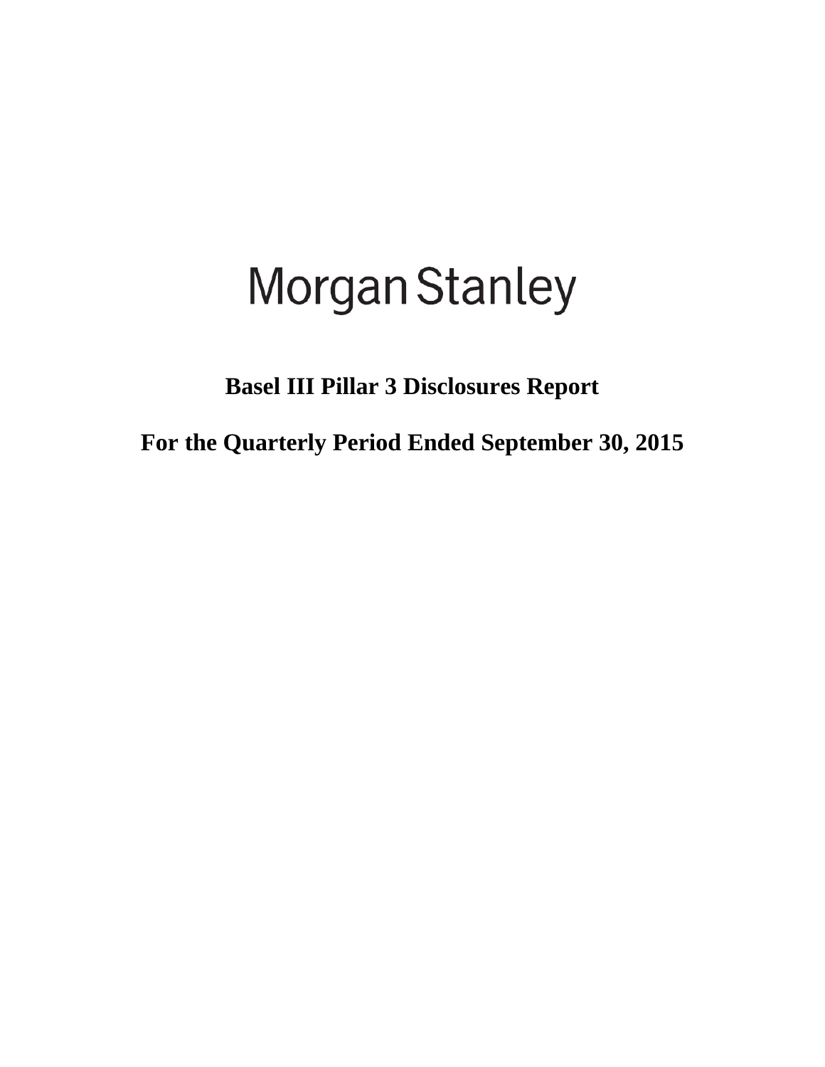# Morgan Stanley

## Basel III Pillar 3 Disclosures Report

## For the Quarterly Period Ended September 30, 2015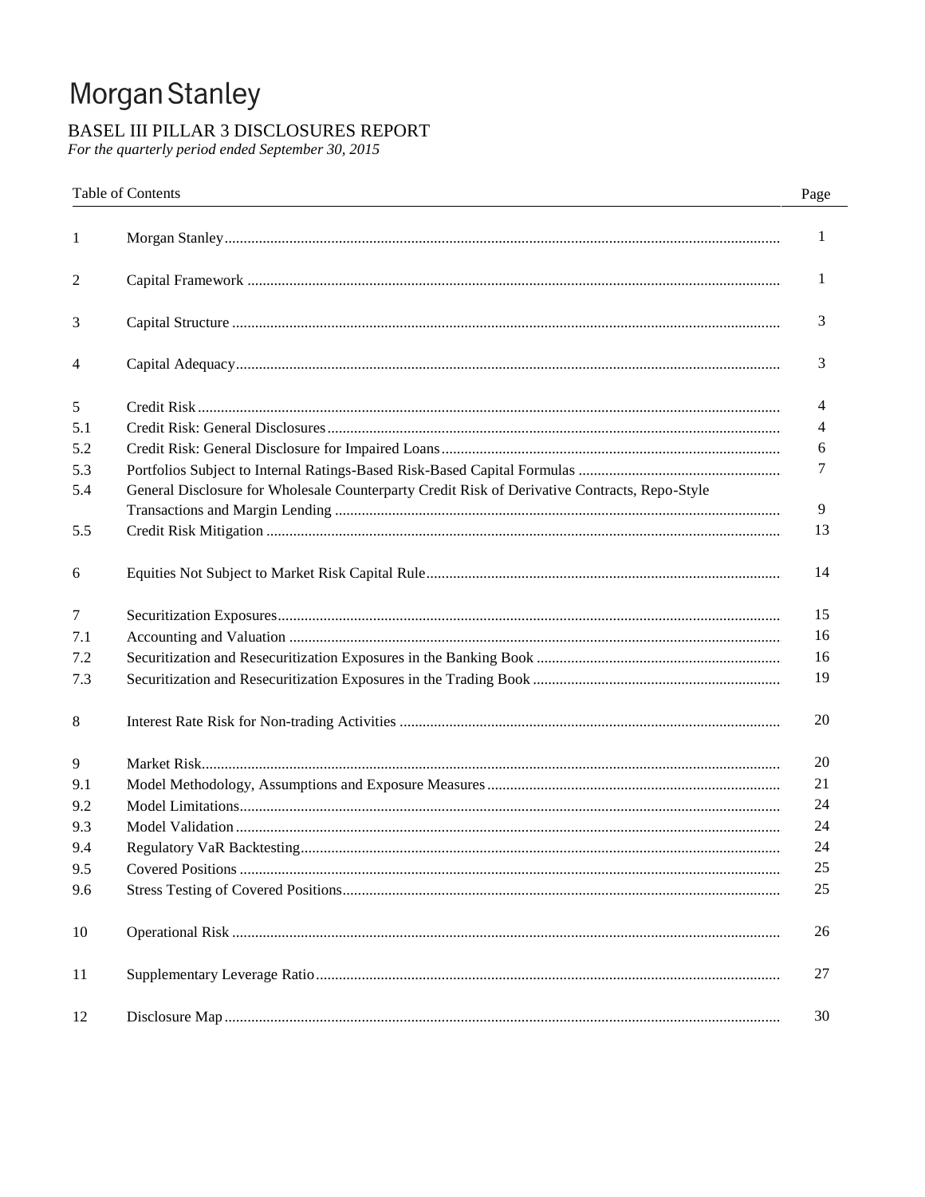# Morgan Stanley

## BASEL III PILLAR 3 DISCLOSURES REPORT

*For the quarterly period ended September 30, 2015*

| | Table of Contents | Page |
|---|---|---|
| 1 | Morgan Stanley | 1 |
| 2 | Capital Framework | 1 |
| 3 | Capital Structure | 3 |
| 4 | Capital Adequacy | 3 |
| 5 | Credit Risk | 4 |
| 5.1 | Credit Risk: General Disclosures | 4 |
| 5.2 | Credit Risk: General Disclosure for Impaired Loans | 6 |
| 5.3 | Portfolios Subject to Internal Ratings-Based Risk-Based Capital Formulas | 7 |
| 5.4 | General Disclosure for Wholesale Counterparty Credit Risk of Derivative Contracts, Repo-Style Transactions and Margin Lending | 9 |
| 5.5 | Credit Risk Mitigation | 13 |
| 6 | Equities Not Subject to Market Risk Capital Rule | 14 |
| 7 | Securitization Exposures | 15 |
| 7.1 | Accounting and Valuation | 16 |
| 7.2 | Securitization and Resecuritization Exposures in the Banking Book | 16 |
| 7.3 | Securitization and Resecuritization Exposures in the Trading Book | 19 |
| 8 | Interest Rate Risk for Non-trading Activities | 20 |
| 9 | Market Risk | 20 |
| 9.1 | Model Methodology, Assumptions and Exposure Measures | 21 |
| 9.2 | Model Limitations | 24 |
| 9.3 | Model Validation | 24 |
| 9.4 | Regulatory VaR Backtesting | 24 |
| 9.5 | Covered Positions | 25 |
| 9.6 | Stress Testing of Covered Positions | 25 |
| 10 | Operational Risk | 26 |
| 11 | Supplementary Leverage Ratio | 27 |
| 12 | Disclosure Map | 30 |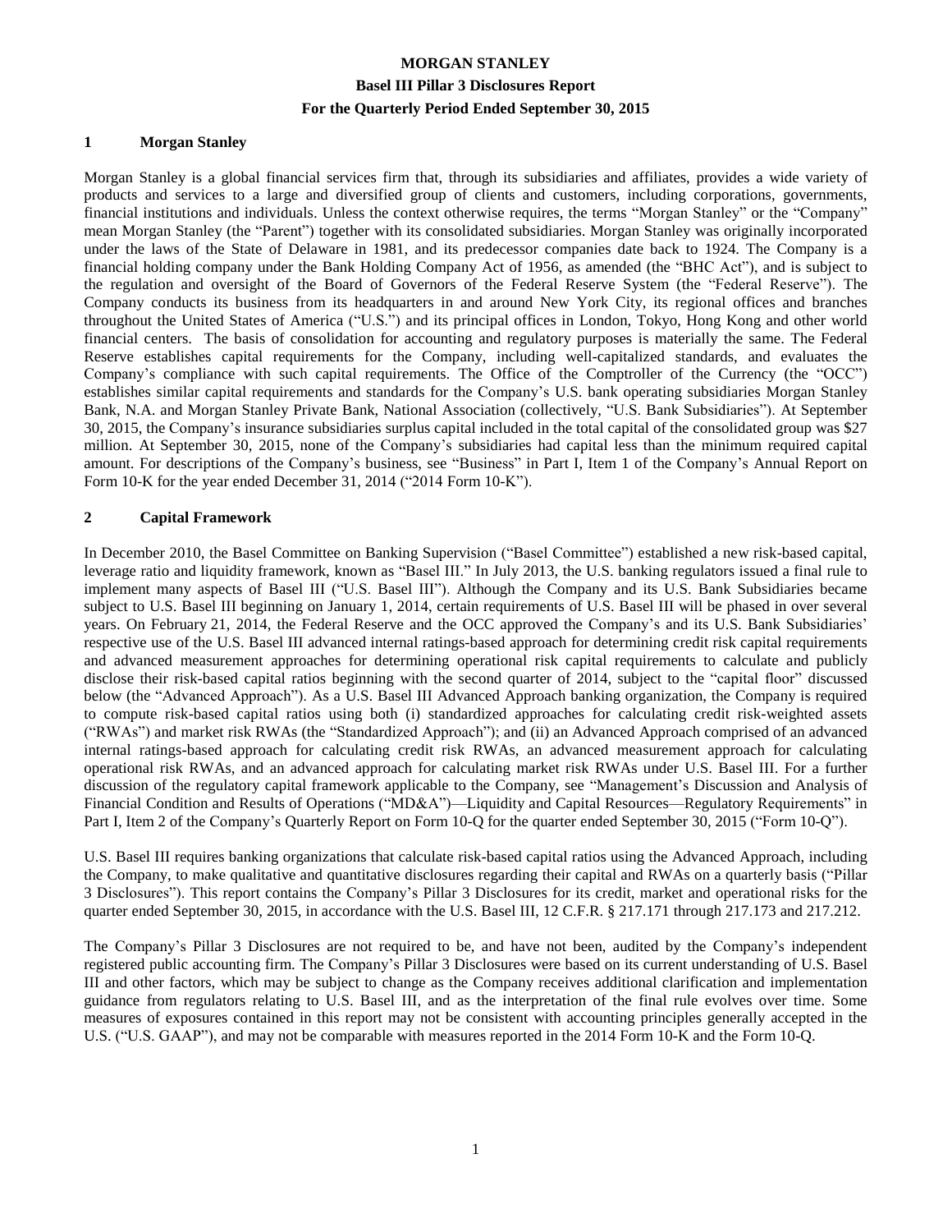**MORGAN STANLEY**

**Basel III Pillar 3 Disclosures Report**

**For the Quarterly Period Ended September 30, 2015**

## 1 Morgan Stanley

Morgan Stanley is a global financial services firm that, through its subsidiaries and affiliates, provides a wide variety of products and services to a large and diversified group of clients and customers, including corporations, governments, financial institutions and individuals. Unless the context otherwise requires, the terms "Morgan Stanley" or the "Company" mean Morgan Stanley (the "Parent") together with its consolidated subsidiaries. Morgan Stanley was originally incorporated under the laws of the State of Delaware in 1981, and its predecessor companies date back to 1924. The Company is a financial holding company under the Bank Holding Company Act of 1956, as amended (the "BHC Act"), and is subject to the regulation and oversight of the Board of Governors of the Federal Reserve System (the "Federal Reserve"). The Company conducts its business from its headquarters in and around New York City, its regional offices and branches throughout the United States of America ("U.S.") and its principal offices in London, Tokyo, Hong Kong and other world financial centers. The basis of consolidation for accounting and regulatory purposes is materially the same. The Federal Reserve establishes capital requirements for the Company, including well-capitalized standards, and evaluates the Company's compliance with such capital requirements. The Office of the Comptroller of the Currency (the "OCC") establishes similar capital requirements and standards for the Company's U.S. bank operating subsidiaries Morgan Stanley Bank, N.A. and Morgan Stanley Private Bank, National Association (collectively, "U.S. Bank Subsidiaries"). At September 30, 2015, the Company's insurance subsidiaries surplus capital included in the total capital of the consolidated group was $27 million. At September 30, 2015, none of the Company's subsidiaries had capital less than the minimum required capital amount. For descriptions of the Company's business, see "Business" in Part I, Item 1 of the Company's Annual Report on Form 10-K for the year ended December 31, 2014 ("2014 Form 10-K").

## 2 Capital Framework

In December 2010, the Basel Committee on Banking Supervision ("Basel Committee") established a new risk-based capital, leverage ratio and liquidity framework, known as "Basel III." In July 2013, the U.S. banking regulators issued a final rule to implement many aspects of Basel III ("U.S. Basel III"). Although the Company and its U.S. Bank Subsidiaries became subject to U.S. Basel III beginning on January 1, 2014, certain requirements of U.S. Basel III will be phased in over several years. On February 21, 2014, the Federal Reserve and the OCC approved the Company's and its U.S. Bank Subsidiaries' respective use of the U.S. Basel III advanced internal ratings-based approach for determining credit risk capital requirements and advanced measurement approaches for determining operational risk capital requirements to calculate and publicly disclose their risk-based capital ratios beginning with the second quarter of 2014, subject to the "capital floor" discussed below (the "Advanced Approach"). As a U.S. Basel III Advanced Approach banking organization, the Company is required to compute risk-based capital ratios using both (i) standardized approaches for calculating credit risk-weighted assets ("RWAs") and market risk RWAs (the "Standardized Approach"); and (ii) an Advanced Approach comprised of an advanced internal ratings-based approach for calculating credit risk RWAs, an advanced measurement approach for calculating operational risk RWAs, and an advanced approach for calculating market risk RWAs under U.S. Basel III. For a further discussion of the regulatory capital framework applicable to the Company, see "Management's Discussion and Analysis of Financial Condition and Results of Operations ("MD&A")—Liquidity and Capital Resources—Regulatory Requirements" in Part I, Item 2 of the Company's Quarterly Report on Form 10-Q for the quarter ended September 30, 2015 ("Form 10-Q").

U.S. Basel III requires banking organizations that calculate risk-based capital ratios using the Advanced Approach, including the Company, to make qualitative and quantitative disclosures regarding their capital and RWAs on a quarterly basis ("Pillar 3 Disclosures"). This report contains the Company's Pillar 3 Disclosures for its credit, market and operational risks for the quarter ended September 30, 2015, in accordance with the U.S. Basel III, 12 C.F.R. § 217.171 through 217.173 and 217.212.

The Company's Pillar 3 Disclosures are not required to be, and have not been, audited by the Company's independent registered public accounting firm. The Company's Pillar 3 Disclosures were based on its current understanding of U.S. Basel III and other factors, which may be subject to change as the Company receives additional clarification and implementation guidance from regulators relating to U.S. Basel III, and as the interpretation of the final rule evolves over time. Some measures of exposures contained in this report may not be consistent with accounting principles generally accepted in the U.S. ("U.S. GAAP"), and may not be comparable with measures reported in the 2014 Form 10-K and the Form 10-Q.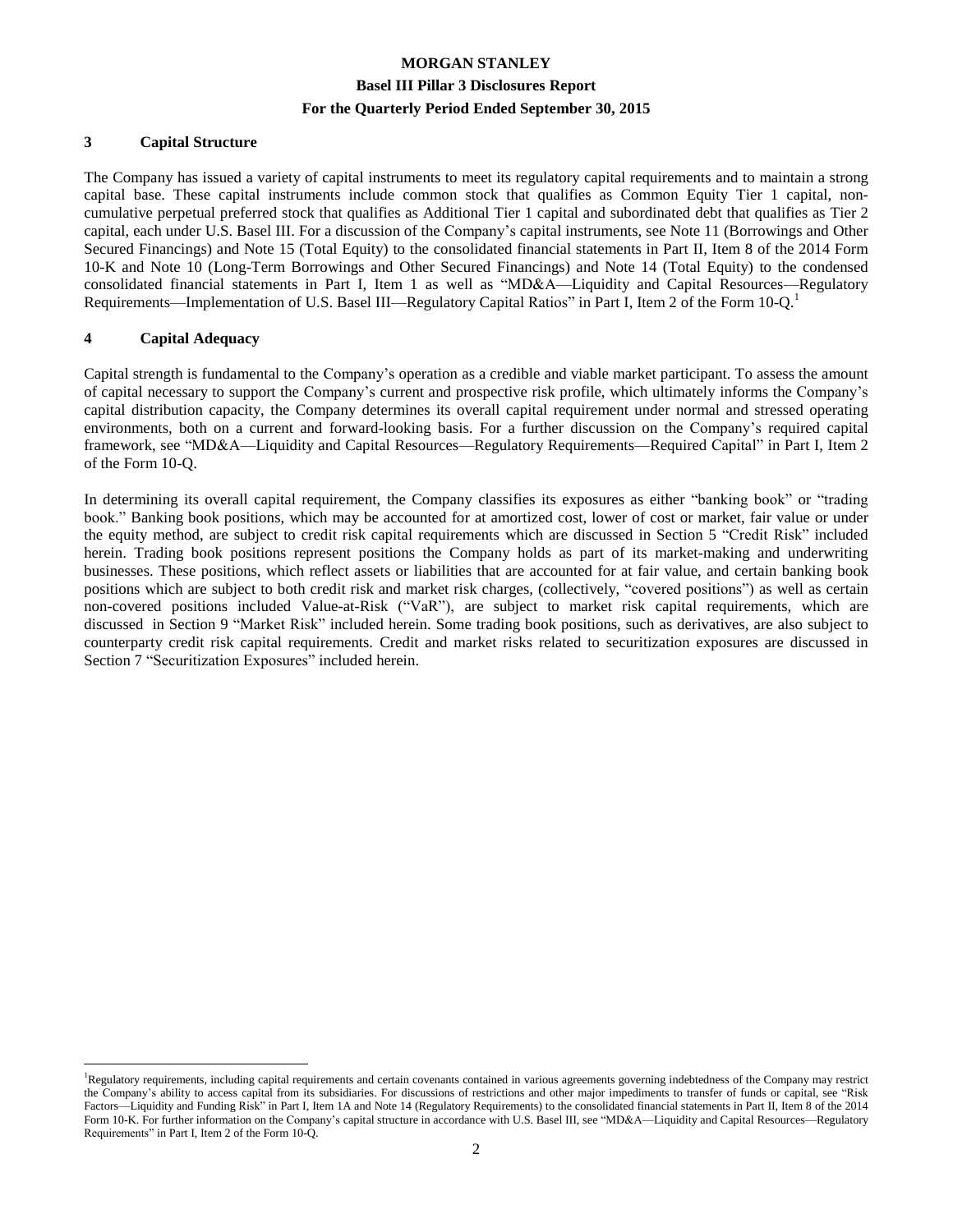## 3 Capital Structure

The Company has issued a variety of capital instruments to meet its regulatory capital requirements and to maintain a strong capital base. These capital instruments include common stock that qualifies as Common Equity Tier 1 capital, non-cumulative perpetual preferred stock that qualifies as Additional Tier 1 capital and subordinated debt that qualifies as Tier 2 capital, each under U.S. Basel III. For a discussion of the Company's capital instruments, see Note 11 (Borrowings and Other Secured Financings) and Note 15 (Total Equity) to the consolidated financial statements in Part II, Item 8 of the 2014 Form 10-K and Note 10 (Long-Term Borrowings and Other Secured Financings) and Note 14 (Total Equity) to the condensed consolidated financial statements in Part I, Item 1 as well as "MD&A—Liquidity and Capital Resources—Regulatory Requirements—Implementation of U.S. Basel III—Regulatory Capital Ratios" in Part I, Item 2 of the Form 10-Q.[1]

## 4 Capital Adequacy

Capital strength is fundamental to the Company's operation as a credible and viable market participant. To assess the amount of capital necessary to support the Company's current and prospective risk profile, which ultimately informs the Company's capital distribution capacity, the Company determines its overall capital requirement under normal and stressed operating environments, both on a current and forward-looking basis. For a further discussion on the Company's required capital framework, see "MD&A—Liquidity and Capital Resources—Regulatory Requirements—Required Capital" in Part I, Item 2 of the Form 10-Q.

In determining its overall capital requirement, the Company classifies its exposures as either "banking book" or "trading book." Banking book positions, which may be accounted for at amortized cost, lower of cost or market, fair value or under the equity method, are subject to credit risk capital requirements which are discussed in Section 5 "Credit Risk" included herein. Trading book positions represent positions the Company holds as part of its market-making and underwriting businesses. These positions, which reflect assets or liabilities that are accounted for at fair value, and certain banking book positions which are subject to both credit risk and market risk charges, (collectively, "covered positions") as well as certain non-covered positions included Value-at-Risk ("VaR"), are subject to market risk capital requirements, which are discussed in Section 9 "Market Risk" included herein. Some trading book positions, such as derivatives, are also subject to counterparty credit risk capital requirements. Credit and market risks related to securitization exposures are discussed in Section 7 "Securitization Exposures" included herein.

[1]Regulatory requirements, including capital requirements and certain covenants contained in various agreements governing indebtedness of the Company may restrict the Company's ability to access capital from its subsidiaries. For discussions of restrictions and other major impediments to transfer of funds or capital, see "Risk Factors—Liquidity and Funding Risk" in Part I, Item 1A and Note 14 (Regulatory Requirements) to the consolidated financial statements in Part II, Item 8 of the 2014 Form 10-K. For further information on the Company's capital structure in accordance with U.S. Basel III, see "MD&A—Liquidity and Capital Resources—Regulatory Requirements" in Part I, Item 2 of the Form 10-Q.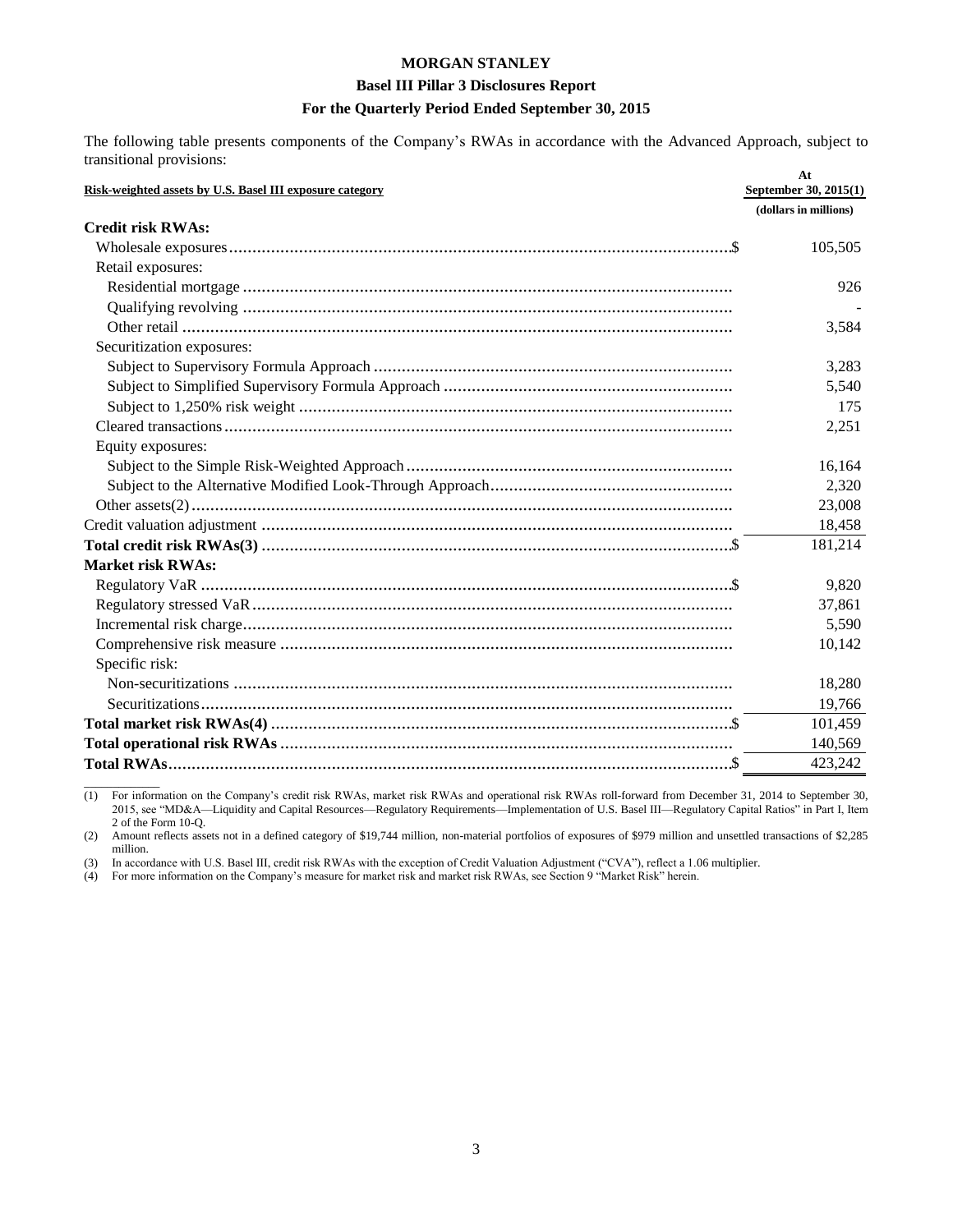**MORGAN STANLEY**

**Basel III Pillar 3 Disclosures Report**

**For the Quarterly Period Ended September 30, 2015**

The following table presents components of the Company's RWAs in accordance with the Advanced Approach, subject to transitional provisions:

| Risk-weighted assets by U.S. Basel III exposure category | At September 30, 2015(1) |
|---|---|
| | (dollars in millions) |
| **Credit risk RWAs:** | |
| Wholesale exposures | $ 105,505 |
| Retail exposures: | |
| Residential mortgage | 926 |
| Qualifying revolving | - |
| Other retail | 3,584 |
| Securitization exposures: | |
| Subject to Supervisory Formula Approach | 3,283 |
| Subject to Simplified Supervisory Formula Approach | 5,540 |
| Subject to 1,250% risk weight | 175 |
| Cleared transactions | 2,251 |
| Equity exposures: | |
| Subject to the Simple Risk-Weighted Approach | 16,164 |
| Subject to the Alternative Modified Look-Through Approach | 2,320 |
| Other assets(2) | 23,008 |
| Credit valuation adjustment | 18,458 |
| **Total credit risk RWAs(3)** | $ 181,214 |
| **Market risk RWAs:** | |
| Regulatory VaR | $ 9,820 |
| Regulatory stressed VaR | 37,861 |
| Incremental risk charge | 5,590 |
| Comprehensive risk measure | 10,142 |
| Specific risk: | |
| Non-securitizations | 18,280 |
| Securitizations | 19,766 |
| **Total market risk RWAs(4)** | $ 101,459 |
| **Total operational risk RWAs** | 140,569 |
| **Total RWAs** | $ 423,242 |

(1) For information on the Company's credit risk RWAs, market risk RWAs and operational risk RWAs roll-forward from December 31, 2014 to September 30, 2015, see "MD&A—Liquidity and Capital Resources—Regulatory Requirements—Implementation of U.S. Basel III—Regulatory Capital Ratios" in Part I, Item 2 of the Form 10-Q.

(2) Amount reflects assets not in a defined category of $19,744 million, non-material portfolios of exposures of $979 million and unsettled transactions of $2,285 million.

(3) In accordance with U.S. Basel III, credit risk RWAs with the exception of Credit Valuation Adjustment ("CVA"), reflect a 1.06 multiplier.

(4) For more information on the Company's measure for market risk and market risk RWAs, see Section 9 "Market Risk" herein.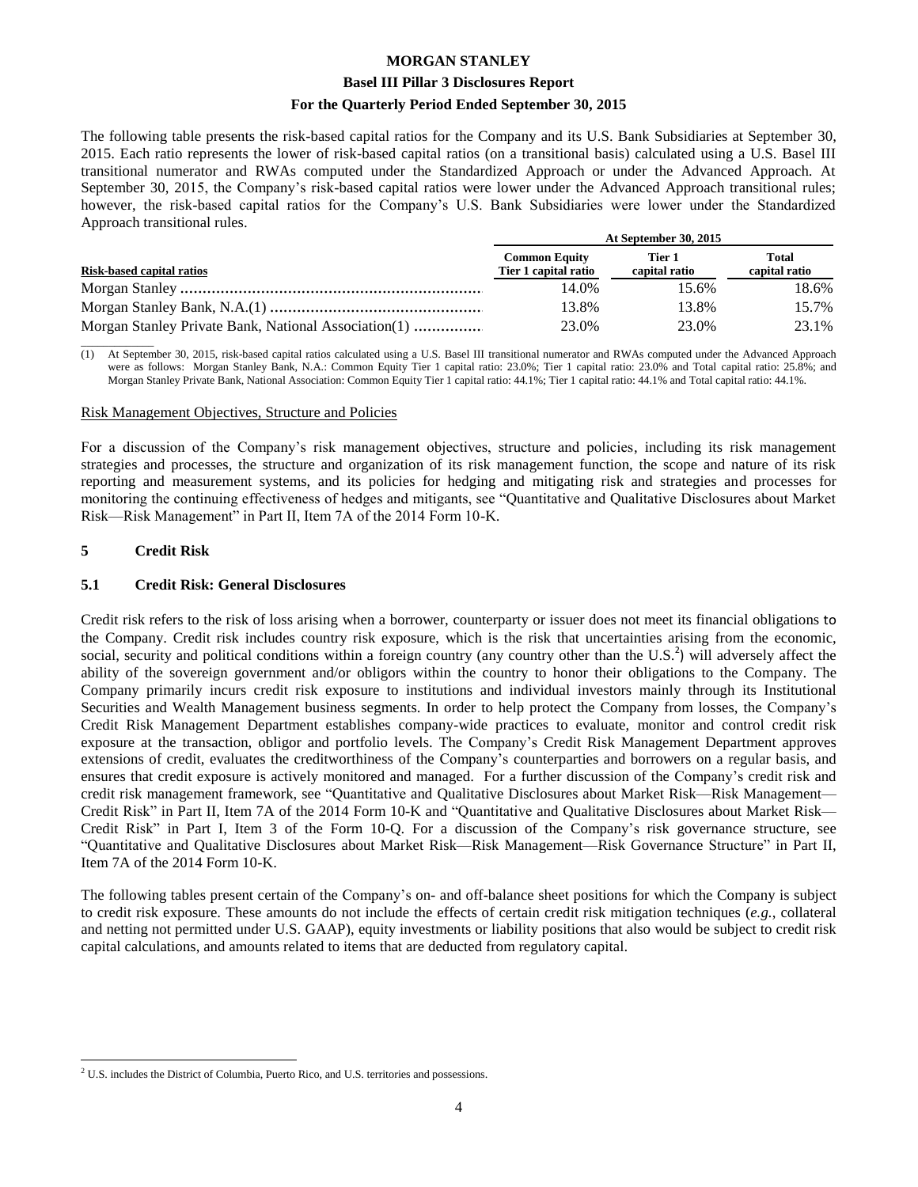The following table presents the risk-based capital ratios for the Company and its U.S. Bank Subsidiaries at September 30, 2015. Each ratio represents the lower of risk-based capital ratios (on a transitional basis) calculated using a U.S. Basel III transitional numerator and RWAs computed under the Standardized Approach or under the Advanced Approach. At September 30, 2015, the Company's risk-based capital ratios were lower under the Advanced Approach transitional rules; however, the risk-based capital ratios for the Company's U.S. Bank Subsidiaries were lower under the Standardized Approach transitional rules.

| | At September 30, 2015 | | |
|---|---|---|---|
| Risk-based capital ratios | Common Equity Tier 1 capital ratio | Tier 1 capital ratio | Total capital ratio |
| Morgan Stanley | 14.0% | 15.6% | 18.6% |
| Morgan Stanley Bank, N.A.(1) | 13.8% | 13.8% | 15.7% |
| Morgan Stanley Private Bank, National Association(1) | 23.0% | 23.0% | 23.1% |

(1) At September 30, 2015, risk-based capital ratios calculated using a U.S. Basel III transitional numerator and RWAs computed under the Advanced Approach were as follows: Morgan Stanley Bank, N.A.: Common Equity Tier 1 capital ratio: 23.0%; Tier 1 capital ratio: 23.0% and Total capital ratio: 25.8%; and Morgan Stanley Private Bank, National Association: Common Equity Tier 1 capital ratio: 44.1%; Tier 1 capital ratio: 44.1% and Total capital ratio: 44.1%.

Risk Management Objectives, Structure and Policies

For a discussion of the Company's risk management objectives, structure and policies, including its risk management strategies and processes, the structure and organization of its risk management function, the scope and nature of its risk reporting and measurement systems, and its policies for hedging and mitigating risk and strategies and processes for monitoring the continuing effectiveness of hedges and mitigants, see "Quantitative and Qualitative Disclosures about Market Risk—Risk Management" in Part II, Item 7A of the 2014 Form 10-K.

## 5 Credit Risk

### 5.1 Credit Risk: General Disclosures

Credit risk refers to the risk of loss arising when a borrower, counterparty or issuer does not meet its financial obligations to the Company. Credit risk includes country risk exposure, which is the risk that uncertainties arising from the economic, social, security and political conditions within a foreign country (any country other than the U.S.[2]) will adversely affect the ability of the sovereign government and/or obligors within the country to honor their obligations to the Company. The Company primarily incurs credit risk exposure to institutions and individual investors mainly through its Institutional Securities and Wealth Management business segments. In order to help protect the Company from losses, the Company's Credit Risk Management Department establishes company-wide practices to evaluate, monitor and control credit risk exposure at the transaction, obligor and portfolio levels. The Company's Credit Risk Management Department approves extensions of credit, evaluates the creditworthiness of the Company's counterparties and borrowers on a regular basis, and ensures that credit exposure is actively monitored and managed. For a further discussion of the Company's credit risk and credit risk management framework, see "Quantitative and Qualitative Disclosures about Market Risk—Risk Management—Credit Risk" in Part II, Item 7A of the 2014 Form 10-K and "Quantitative and Qualitative Disclosures about Market Risk—Credit Risk" in Part I, Item 3 of the Form 10-Q. For a discussion of the Company's risk governance structure, see "Quantitative and Qualitative Disclosures about Market Risk—Risk Management—Risk Governance Structure" in Part II, Item 7A of the 2014 Form 10-K.

The following tables present certain of the Company's on- and off-balance sheet positions for which the Company is subject to credit risk exposure. These amounts do not include the effects of certain credit risk mitigation techniques (*e.g.*, collateral and netting not permitted under U.S. GAAP), equity investments or liability positions that also would be subject to credit risk capital calculations, and amounts related to items that are deducted from regulatory capital.

[2] U.S. includes the District of Columbia, Puerto Rico, and U.S. territories and possessions.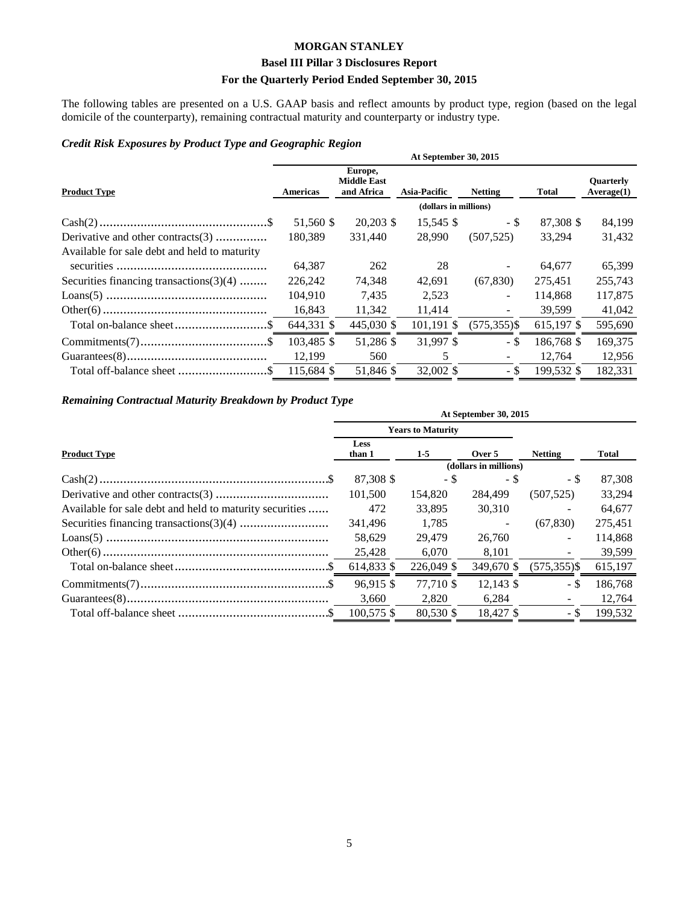# MORGAN STANLEY

## Basel III Pillar 3 Disclosures Report

## For the Quarterly Period Ended September 30, 2015

The following tables are presented on a U.S. GAAP basis and reflect amounts by product type, region (based on the legal domicile of the counterparty), remaining contractual maturity and counterparty or industry type.

### *Credit Risk Exposures by Product Type and Geographic Region*

| Product Type | Americas | Europe, Middle East and Africa | Asia-Pacific | Netting | Total | Quarterly Average(1) |
|---|---|---|---|---|---|---|
| | At September 30, 2015 | | | | | |
| | (dollars in millions) | | | | | |
| Cash(2) | $ 51,560 | $ 20,203 | $ 15,545 | $ - | $ 87,308 | $ 84,199 |
| Derivative and other contracts(3) | 180,389 | 331,440 | 28,990 | (507,525) | 33,294 | 31,432 |
| Available for sale debt and held to maturity securities | 64,387 | 262 | 28 | - | 64,677 | 65,399 |
| Securities financing transactions(3)(4) | 226,242 | 74,348 | 42,691 | (67,830) | 275,451 | 255,743 |
| Loans(5) | 104,910 | 7,435 | 2,523 | - | 114,868 | 117,875 |
| Other(6) | 16,843 | 11,342 | 11,414 | - | 39,599 | 41,042 |
| Total on-balance sheet | $ 644,331 | $ 445,030 | $ 101,191 | $ (575,355) | $ 615,197 | $ 595,690 |
| Commitments(7) | $ 103,485 | $ 51,286 | $ 31,997 | $ - | $ 186,768 | $ 169,375 |
| Guarantees(8) | 12,199 | 560 | 5 | - | 12,764 | 12,956 |
| Total off-balance sheet | $ 115,684 | $ 51,846 | $ 32,002 | $ - | $ 199,532 | $ 182,331 |

### *Remaining Contractual Maturity Breakdown by Product Type*

| Product Type | Years to Maturity: Less than 1 | 1-5 | Over 5 | Netting | Total |
|---|---|---|---|---|---|
| | At September 30, 2015 | | | | |
| | (dollars in millions) | | | | |
| Cash(2) | $ 87,308 | $ - | $ - | $ - | $ 87,308 |
| Derivative and other contracts(3) | 101,500 | 154,820 | 284,499 | (507,525) | 33,294 |
| Available for sale debt and held to maturity securities | 472 | 33,895 | 30,310 | - | 64,677 |
| Securities financing transactions(3)(4) | 341,496 | 1,785 | - | (67,830) | 275,451 |
| Loans(5) | 58,629 | 29,479 | 26,760 | - | 114,868 |
| Other(6) | 25,428 | 6,070 | 8,101 | - | 39,599 |
| Total on-balance sheet | $ 614,833 | $ 226,049 | $ 349,670 | $ (575,355) | $ 615,197 |
| Commitments(7) | $ 96,915 | $ 77,710 | $ 12,143 | $ - | $ 186,768 |
| Guarantees(8) | 3,660 | 2,820 | 6,284 | - | 12,764 |
| Total off-balance sheet | $ 100,575 | $ 80,530 | $ 18,427 | $ - | $ 199,532 |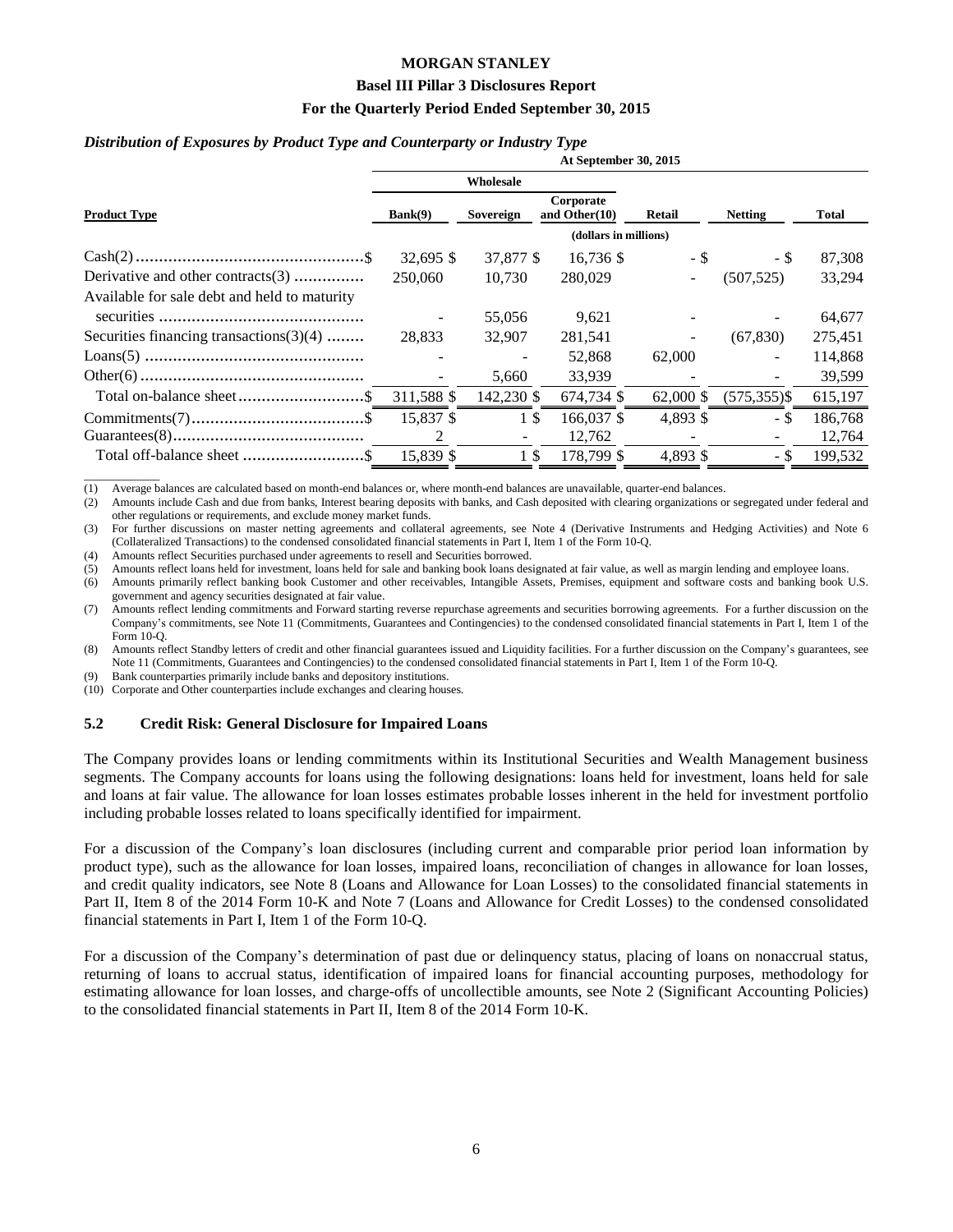*Distribution of Exposures by Product Type and Counterparty or Industry Type*

| Product Type | At September 30, 2015 | | | | | |
|---|---|---|---|---|---|---|
| | Wholesale | | | | | |
| | Bank(9) | Sovereign | Corporate and Other(10) | Retail | Netting | Total |
| | (dollars in millions) | | | | | |
| Cash(2) | $ 32,695 | $ 37,877 | $ 16,736 | $ - | $ - | $ 87,308 |
| Derivative and other contracts(3) | 250,060 | 10,730 | 280,029 | - | (507,525) | 33,294 |
| Available for sale debt and held to maturity securities | - | 55,056 | 9,621 | - | - | 64,677 |
| Securities financing transactions(3)(4) | 28,833 | 32,907 | 281,541 | - | (67,830) | 275,451 |
| Loans(5) | - | - | 52,868 | 62,000 | - | 114,868 |
| Other(6) | - | 5,660 | 33,939 | - | - | 39,599 |
| Total on-balance sheet | $ 311,588 | $ 142,230 | $ 674,734 | $ 62,000 | $ (575,355) | $ 615,197 |
| Commitments(7) | $ 15,837 | $ 1 | $ 166,037 | $ 4,893 | $ - | $ 186,768 |
| Guarantees(8) | 2 | - | 12,762 | - | - | 12,764 |
| Total off-balance sheet | $ 15,839 | $ 1 | $ 178,799 | $ 4,893 | $ - | $ 199,532 |

(1) Average balances are calculated based on month-end balances or, where month-end balances are unavailable, quarter-end balances.

(2) Amounts include Cash and due from banks, Interest bearing deposits with banks, and Cash deposited with clearing organizations or segregated under federal and other regulations or requirements, and exclude money market funds.

(3) For further discussions on master netting agreements and collateral agreements, see Note 4 (Derivative Instruments and Hedging Activities) and Note 6 (Collateralized Transactions) to the condensed consolidated financial statements in Part I, Item 1 of the Form 10-Q.

(4) Amounts reflect Securities purchased under agreements to resell and Securities borrowed.

(5) Amounts reflect loans held for investment, loans held for sale and banking book loans designated at fair value, as well as margin lending and employee loans.

(6) Amounts primarily reflect banking book Customer and other receivables, Intangible Assets, Premises, equipment and software costs and banking book U.S. government and agency securities designated at fair value.

(7) Amounts reflect lending commitments and Forward starting reverse repurchase agreements and securities borrowing agreements. For a further discussion on the Company's commitments, see Note 11 (Commitments, Guarantees and Contingencies) to the condensed consolidated financial statements in Part I, Item 1 of the Form 10-Q.

(8) Amounts reflect Standby letters of credit and other financial guarantees issued and Liquidity facilities. For a further discussion on the Company's guarantees, see Note 11 (Commitments, Guarantees and Contingencies) to the condensed consolidated financial statements in Part I, Item 1 of the Form 10-Q.

(9) Bank counterparties primarily include banks and depository institutions.

(10) Corporate and Other counterparties include exchanges and clearing houses.

## 5.2 Credit Risk: General Disclosure for Impaired Loans

The Company provides loans or lending commitments within its Institutional Securities and Wealth Management business segments. The Company accounts for loans using the following designations: loans held for investment, loans held for sale and loans at fair value. The allowance for loan losses estimates probable losses inherent in the held for investment portfolio including probable losses related to loans specifically identified for impairment.

For a discussion of the Company's loan disclosures (including current and comparable prior period loan information by product type), such as the allowance for loan losses, impaired loans, reconciliation of changes in allowance for loan losses, and credit quality indicators, see Note 8 (Loans and Allowance for Loan Losses) to the consolidated financial statements in Part II, Item 8 of the 2014 Form 10-K and Note 7 (Loans and Allowance for Credit Losses) to the condensed consolidated financial statements in Part I, Item 1 of the Form 10-Q.

For a discussion of the Company's determination of past due or delinquency status, placing of loans on nonaccrual status, returning of loans to accrual status, identification of impaired loans for financial accounting purposes, methodology for estimating allowance for loan losses, and charge-offs of uncollectible amounts, see Note 2 (Significant Accounting Policies) to the consolidated financial statements in Part II, Item 8 of the 2014 Form 10-K.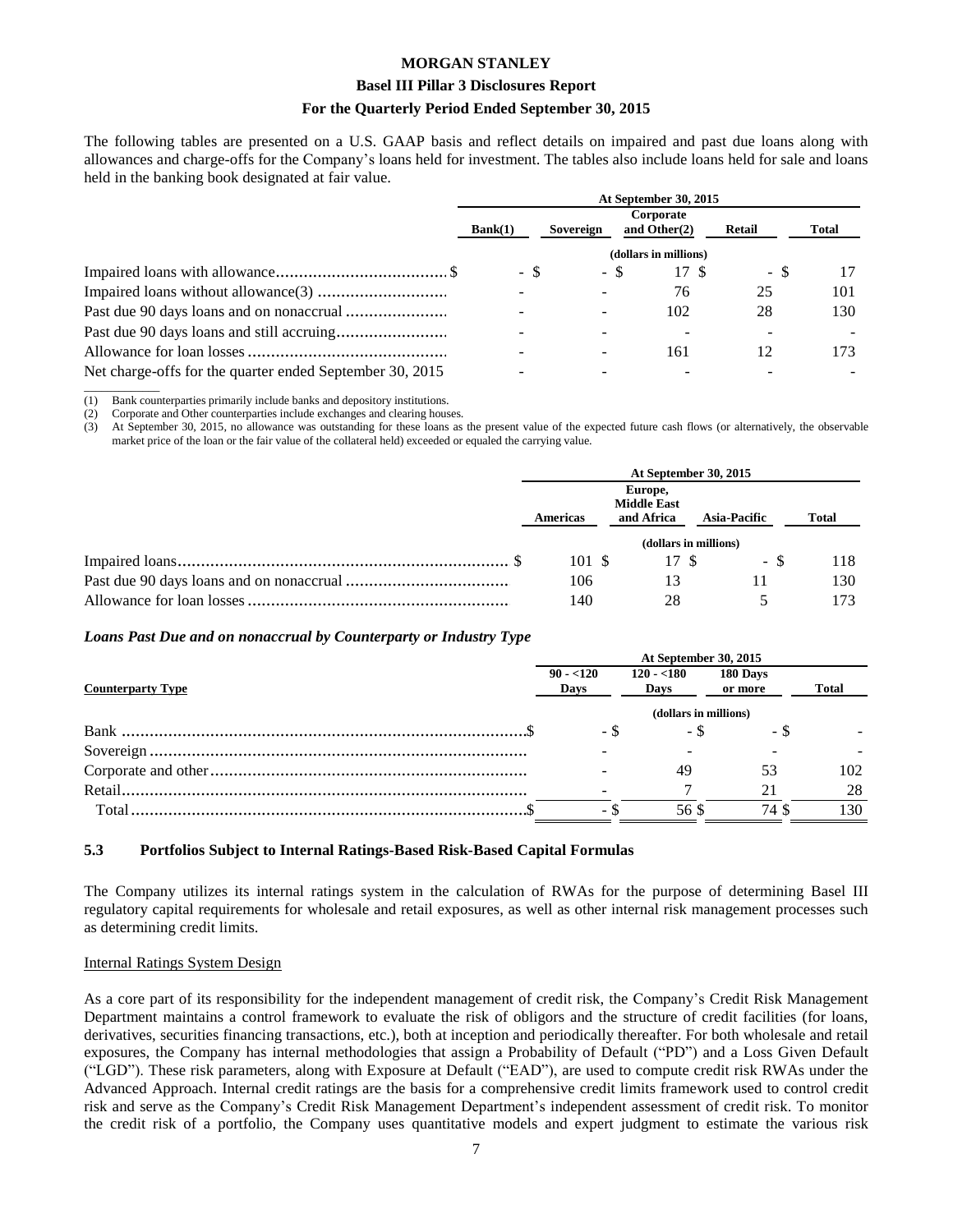The following tables are presented on a U.S. GAAP basis and reflect details on impaired and past due loans along with allowances and charge-offs for the Company's loans held for investment. The tables also include loans held for sale and loans held in the banking book designated at fair value.

| | At September 30, 2015 | | | | |
|---|---|---|---|---|---|
| | Bank(1) | Sovereign | Corporate and Other(2) | Retail | Total |
| | (dollars in millions) | | | | |
| Impaired loans with allowance | $ - | $ - | $ 17 | $ - | $ 17 |
| Impaired loans without allowance(3) | - | - | 76 | 25 | 101 |
| Past due 90 days loans and on nonaccrual | - | - | 102 | 28 | 130 |
| Past due 90 days loans and still accruing | - | - | - | - | - |
| Allowance for loan losses | - | - | 161 | 12 | 173 |
| Net charge-offs for the quarter ended September 30, 2015 | - | - | - | - | - |

(1) Bank counterparties primarily include banks and depository institutions.
(2) Corporate and Other counterparties include exchanges and clearing houses.
(3) At September 30, 2015, no allowance was outstanding for these loans as the present value of the expected future cash flows (or alternatively, the observable market price of the loan or the fair value of the collateral held) exceeded or equaled the carrying value.

| | At September 30, 2015 | | | |
|---|---|---|---|---|
| | Americas | Europe, Middle East and Africa | Asia-Pacific | Total |
| | (dollars in millions) | | | |
| Impaired loans | $ 101 | $ 17 | $ - | $ 118 |
| Past due 90 days loans and on nonaccrual | 106 | 13 | 11 | 130 |
| Allowance for loan losses | 140 | 28 | 5 | 173 |

***Loans Past Due and on nonaccrual by Counterparty or Industry Type***

| Counterparty Type | At September 30, 2015 | | | |
|---|---|---|---|---|
| | 90 - <120 Days | 120 - <180 Days | 180 Days or more | Total |
| | (dollars in millions) | | | |
| Bank | $ - | $ - | $ - | $ - |
| Sovereign | - | - | - | - |
| Corporate and other | - | 49 | 53 | 102 |
| Retail | - | 7 | 21 | 28 |
| Total | $ - | $ 56 | $ 74 | $ 130 |

## 5.3 Portfolios Subject to Internal Ratings-Based Risk-Based Capital Formulas

The Company utilizes its internal ratings system in the calculation of RWAs for the purpose of determining Basel III regulatory capital requirements for wholesale and retail exposures, as well as other internal risk management processes such as determining credit limits.

Internal Ratings System Design

As a core part of its responsibility for the independent management of credit risk, the Company's Credit Risk Management Department maintains a control framework to evaluate the risk of obligors and the structure of credit facilities (for loans, derivatives, securities financing transactions, etc.), both at inception and periodically thereafter. For both wholesale and retail exposures, the Company has internal methodologies that assign a Probability of Default ("PD") and a Loss Given Default ("LGD"). These risk parameters, along with Exposure at Default ("EAD"), are used to compute credit risk RWAs under the Advanced Approach. Internal credit ratings are the basis for a comprehensive credit limits framework used to control credit risk and serve as the Company's Credit Risk Management Department's independent assessment of credit risk. To monitor the credit risk of a portfolio, the Company uses quantitative models and expert judgment to estimate the various risk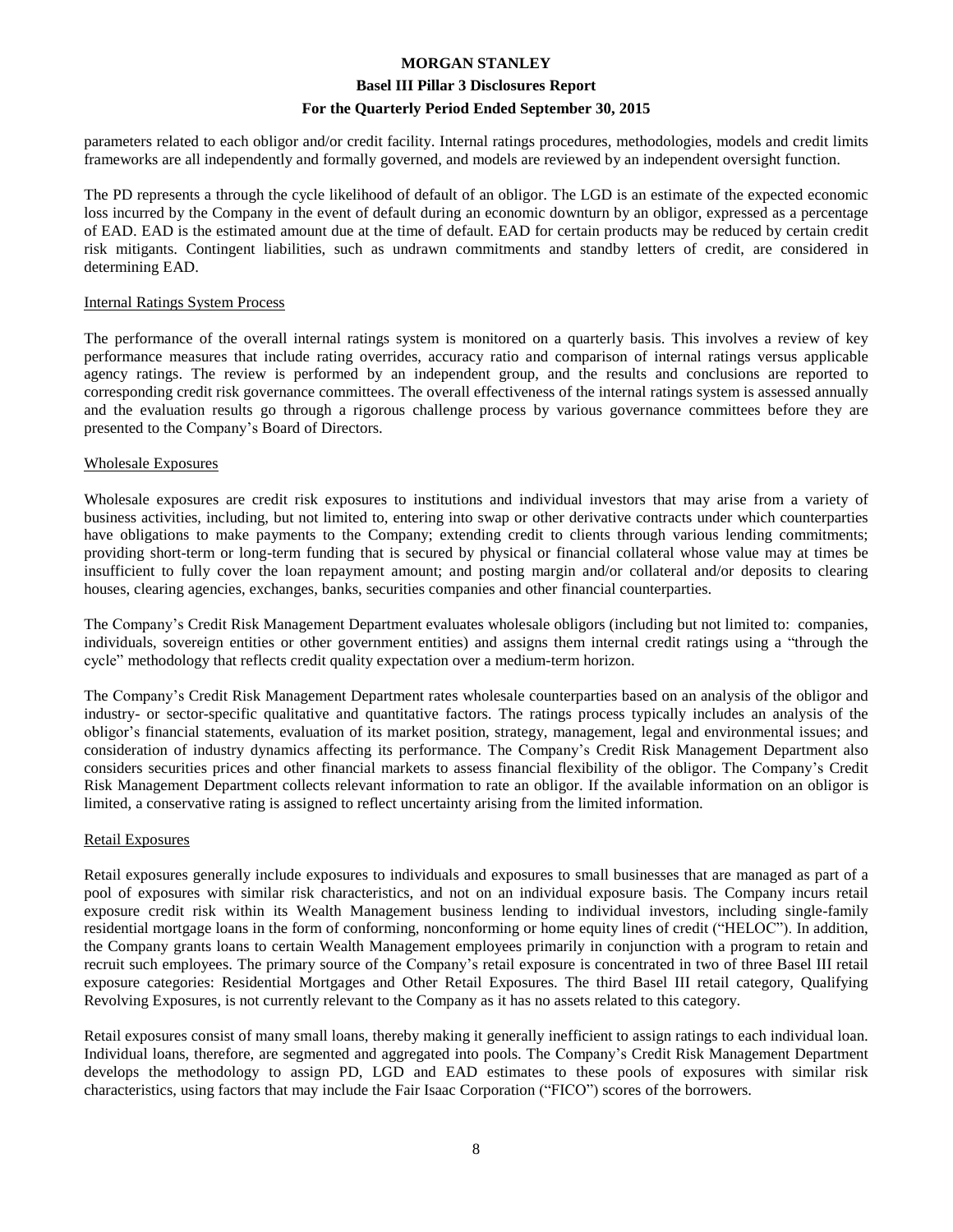parameters related to each obligor and/or credit facility. Internal ratings procedures, methodologies, models and credit limits frameworks are all independently and formally governed, and models are reviewed by an independent oversight function.

The PD represents a through the cycle likelihood of default of an obligor. The LGD is an estimate of the expected economic loss incurred by the Company in the event of default during an economic downturn by an obligor, expressed as a percentage of EAD. EAD is the estimated amount due at the time of default. EAD for certain products may be reduced by certain credit risk mitigants. Contingent liabilities, such as undrawn commitments and standby letters of credit, are considered in determining EAD.

### Internal Ratings System Process

The performance of the overall internal ratings system is monitored on a quarterly basis. This involves a review of key performance measures that include rating overrides, accuracy ratio and comparison of internal ratings versus applicable agency ratings. The review is performed by an independent group, and the results and conclusions are reported to corresponding credit risk governance committees. The overall effectiveness of the internal ratings system is assessed annually and the evaluation results go through a rigorous challenge process by various governance committees before they are presented to the Company's Board of Directors.

### Wholesale Exposures

Wholesale exposures are credit risk exposures to institutions and individual investors that may arise from a variety of business activities, including, but not limited to, entering into swap or other derivative contracts under which counterparties have obligations to make payments to the Company; extending credit to clients through various lending commitments; providing short-term or long-term funding that is secured by physical or financial collateral whose value may at times be insufficient to fully cover the loan repayment amount; and posting margin and/or collateral and/or deposits to clearing houses, clearing agencies, exchanges, banks, securities companies and other financial counterparties.

The Company's Credit Risk Management Department evaluates wholesale obligors (including but not limited to: companies, individuals, sovereign entities or other government entities) and assigns them internal credit ratings using a "through the cycle" methodology that reflects credit quality expectation over a medium-term horizon.

The Company's Credit Risk Management Department rates wholesale counterparties based on an analysis of the obligor and industry- or sector-specific qualitative and quantitative factors. The ratings process typically includes an analysis of the obligor's financial statements, evaluation of its market position, strategy, management, legal and environmental issues; and consideration of industry dynamics affecting its performance. The Company's Credit Risk Management Department also considers securities prices and other financial markets to assess financial flexibility of the obligor. The Company's Credit Risk Management Department collects relevant information to rate an obligor. If the available information on an obligor is limited, a conservative rating is assigned to reflect uncertainty arising from the limited information.

### Retail Exposures

Retail exposures generally include exposures to individuals and exposures to small businesses that are managed as part of a pool of exposures with similar risk characteristics, and not on an individual exposure basis. The Company incurs retail exposure credit risk within its Wealth Management business lending to individual investors, including single-family residential mortgage loans in the form of conforming, nonconforming or home equity lines of credit ("HELOC"). In addition, the Company grants loans to certain Wealth Management employees primarily in conjunction with a program to retain and recruit such employees. The primary source of the Company's retail exposure is concentrated in two of three Basel III retail exposure categories: Residential Mortgages and Other Retail Exposures. The third Basel III retail category, Qualifying Revolving Exposures, is not currently relevant to the Company as it has no assets related to this category.

Retail exposures consist of many small loans, thereby making it generally inefficient to assign ratings to each individual loan. Individual loans, therefore, are segmented and aggregated into pools. The Company's Credit Risk Management Department develops the methodology to assign PD, LGD and EAD estimates to these pools of exposures with similar risk characteristics, using factors that may include the Fair Isaac Corporation ("FICO") scores of the borrowers.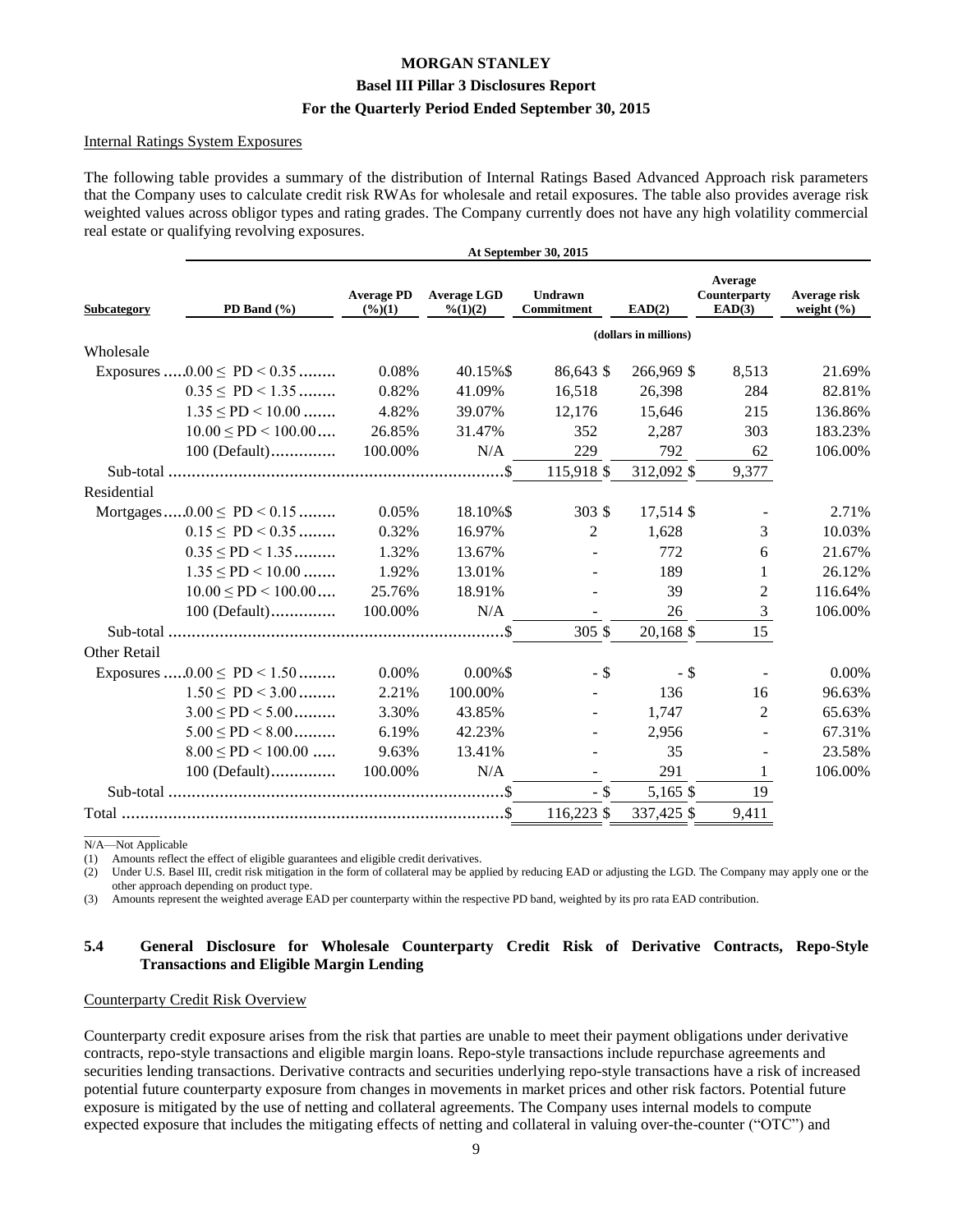#### Internal Ratings System Exposures

The following table provides a summary of the distribution of Internal Ratings Based Advanced Approach risk parameters that the Company uses to calculate credit risk RWAs for wholesale and retail exposures. The table also provides average risk weighted values across obligor types and rating grades. The Company currently does not have any high volatility commercial real estate or qualifying revolving exposures.

| | At September 30, 2015 | | | | | | |
|---|---|---|---|---|---|---|---|
| **Subcategory** | **PD Band (%)** | **Average PD (%)(1)** | **Average LGD %(1)(2)** | **Undrawn Commitment** | **EAD(2)** | **Average Counterparty EAD(3)** | **Average risk weight (%)** |
| | | | | (dollars in millions) | | | |
| Wholesale | | | | | | | |
| Exposures | 0.00 ≤ PD < 0.35 | 0.08% | 40.15% | $ 86,643 | $ 266,969 | $ 8,513 | 21.69% |
| | 0.35 ≤ PD < 1.35 | 0.82% | 41.09% | 16,518 | 26,398 | 284 | 82.81% |
| | 1.35 ≤ PD < 10.00 | 4.82% | 39.07% | 12,176 | 15,646 | 215 | 136.86% |
| | 10.00 ≤ PD < 100.00 | 26.85% | 31.47% | 352 | 2,287 | 303 | 183.23% |
| | 100 (Default) | 100.00% | N/A | 229 | 792 | 62 | 106.00% |
| Sub-total | | | | $ 115,918 | $ 312,092 | $ 9,377 | |
| Residential | | | | | | | |
| Mortgages | 0.00 ≤ PD < 0.15 | 0.05% | 18.10% | $ 303 | $ 17,514 | $ - | 2.71% |
| | 0.15 ≤ PD < 0.35 | 0.32% | 16.97% | 2 | 1,628 | 3 | 10.03% |
| | 0.35 ≤ PD < 1.35 | 1.32% | 13.67% | - | 772 | 6 | 21.67% |
| | 1.35 ≤ PD < 10.00 | 1.92% | 13.01% | - | 189 | 1 | 26.12% |
| | 10.00 ≤ PD < 100.00 | 25.76% | 18.91% | - | 39 | 2 | 116.64% |
| | 100 (Default) | 100.00% | N/A | - | 26 | 3 | 106.00% |
| Sub-total | | | | $ 305 | $ 20,168 | $ 15 | |
| Other Retail | | | | | | | |
| Exposures | 0.00 ≤ PD < 1.50 | 0.00% | 0.00% | $ - | $ - | $ - | 0.00% |
| | 1.50 ≤ PD < 3.00 | 2.21% | 100.00% | - | 136 | 16 | 96.63% |
| | 3.00 ≤ PD < 5.00 | 3.30% | 43.85% | - | 1,747 | 2 | 65.63% |
| | 5.00 ≤ PD < 8.00 | 6.19% | 42.23% | - | 2,956 | - | 67.31% |
| | 8.00 ≤ PD < 100.00 | 9.63% | 13.41% | - | 35 | - | 23.58% |
| | 100 (Default) | 100.00% | N/A | - | 291 | 1 | 106.00% |
| Sub-total | | | | $ - | $ 5,165 | $ 19 | |
| Total | | | | $ 116,223 | $ 337,425 | $ 9,411 | |

N/A—Not Applicable

(1) Amounts reflect the effect of eligible guarantees and eligible credit derivatives.

(2) Under U.S. Basel III, credit risk mitigation in the form of collateral may be applied by reducing EAD or adjusting the LGD. The Company may apply one or the other approach depending on product type.

(3) Amounts represent the weighted average EAD per counterparty within the respective PD band, weighted by its pro rata EAD contribution.

## 5.4 General Disclosure for Wholesale Counterparty Credit Risk of Derivative Contracts, Repo-Style Transactions and Eligible Margin Lending

#### Counterparty Credit Risk Overview

Counterparty credit exposure arises from the risk that parties are unable to meet their payment obligations under derivative contracts, repo-style transactions and eligible margin loans. Repo-style transactions include repurchase agreements and securities lending transactions. Derivative contracts and securities underlying repo-style transactions have a risk of increased potential future counterparty exposure from changes in movements in market prices and other risk factors. Potential future exposure is mitigated by the use of netting and collateral agreements. The Company uses internal models to compute expected exposure that includes the mitigating effects of netting and collateral in valuing over-the-counter ("OTC") and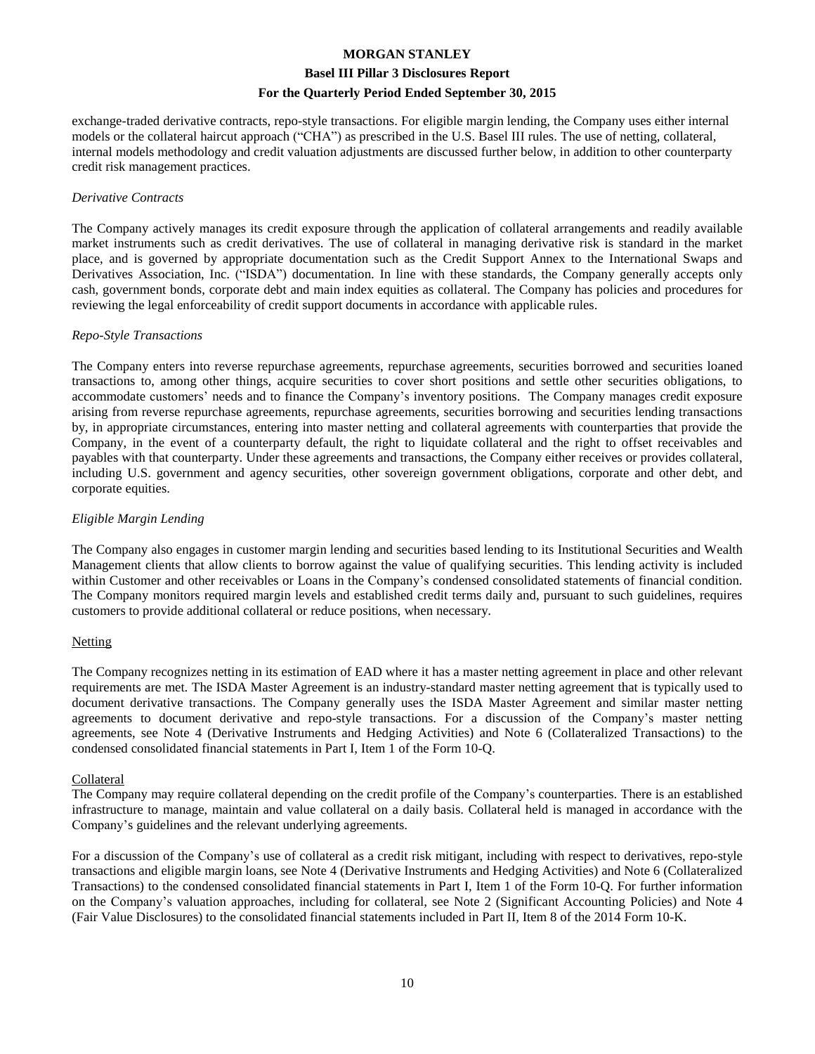exchange-traded derivative contracts, repo-style transactions. For eligible margin lending, the Company uses either internal models or the collateral haircut approach ("CHA") as prescribed in the U.S. Basel III rules. The use of netting, collateral, internal models methodology and credit valuation adjustments are discussed further below, in addition to other counterparty credit risk management practices.

*Derivative Contracts*

The Company actively manages its credit exposure through the application of collateral arrangements and readily available market instruments such as credit derivatives. The use of collateral in managing derivative risk is standard in the market place, and is governed by appropriate documentation such as the Credit Support Annex to the International Swaps and Derivatives Association, Inc. ("ISDA") documentation. In line with these standards, the Company generally accepts only cash, government bonds, corporate debt and main index equities as collateral. The Company has policies and procedures for reviewing the legal enforceability of credit support documents in accordance with applicable rules.

*Repo-Style Transactions*

The Company enters into reverse repurchase agreements, repurchase agreements, securities borrowed and securities loaned transactions to, among other things, acquire securities to cover short positions and settle other securities obligations, to accommodate customers' needs and to finance the Company's inventory positions. The Company manages credit exposure arising from reverse repurchase agreements, repurchase agreements, securities borrowing and securities lending transactions by, in appropriate circumstances, entering into master netting and collateral agreements with counterparties that provide the Company, in the event of a counterparty default, the right to liquidate collateral and the right to offset receivables and payables with that counterparty. Under these agreements and transactions, the Company either receives or provides collateral, including U.S. government and agency securities, other sovereign government obligations, corporate and other debt, and corporate equities.

*Eligible Margin Lending*

The Company also engages in customer margin lending and securities based lending to its Institutional Securities and Wealth Management clients that allow clients to borrow against the value of qualifying securities. This lending activity is included within Customer and other receivables or Loans in the Company's condensed consolidated statements of financial condition. The Company monitors required margin levels and established credit terms daily and, pursuant to such guidelines, requires customers to provide additional collateral or reduce positions, when necessary.

Netting

The Company recognizes netting in its estimation of EAD where it has a master netting agreement in place and other relevant requirements are met. The ISDA Master Agreement is an industry-standard master netting agreement that is typically used to document derivative transactions. The Company generally uses the ISDA Master Agreement and similar master netting agreements to document derivative and repo-style transactions. For a discussion of the Company's master netting agreements, see Note 4 (Derivative Instruments and Hedging Activities) and Note 6 (Collateralized Transactions) to the condensed consolidated financial statements in Part I, Item 1 of the Form 10-Q.

Collateral

The Company may require collateral depending on the credit profile of the Company's counterparties. There is an established infrastructure to manage, maintain and value collateral on a daily basis. Collateral held is managed in accordance with the Company's guidelines and the relevant underlying agreements.

For a discussion of the Company's use of collateral as a credit risk mitigant, including with respect to derivatives, repo-style transactions and eligible margin loans, see Note 4 (Derivative Instruments and Hedging Activities) and Note 6 (Collateralized Transactions) to the condensed consolidated financial statements in Part I, Item 1 of the Form 10-Q. For further information on the Company's valuation approaches, including for collateral, see Note 2 (Significant Accounting Policies) and Note 4 (Fair Value Disclosures) to the consolidated financial statements included in Part II, Item 8 of the 2014 Form 10-K.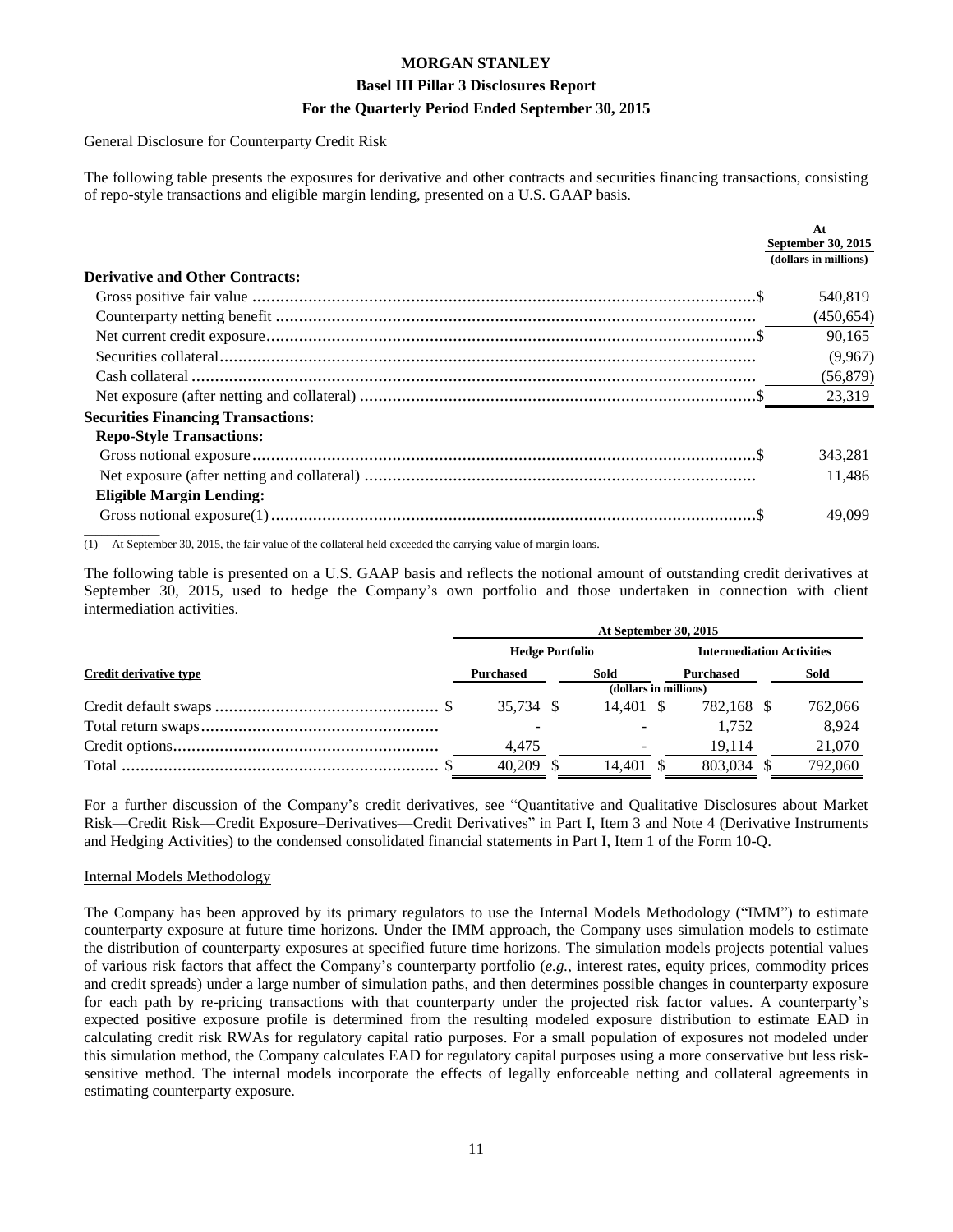## General Disclosure for Counterparty Credit Risk

The following table presents the exposures for derivative and other contracts and securities financing transactions, consisting of repo-style transactions and eligible margin lending, presented on a U.S. GAAP basis.

| | At September 30, 2015 (dollars in millions) |
|---|---|
| **Derivative and Other Contracts:** | |
| Gross positive fair value | $ 540,819 |
| Counterparty netting benefit | (450,654) |
| Net current credit exposure | $ 90,165 |
| Securities collateral | (9,967) |
| Cash collateral | (56,879) |
| Net exposure (after netting and collateral) | $ 23,319 |
| **Securities Financing Transactions:** | |
| **Repo-Style Transactions:** | |
| Gross notional exposure | $ 343,281 |
| Net exposure (after netting and collateral) | 11,486 |
| **Eligible Margin Lending:** | |
| Gross notional exposure(1) | $ 49,099 |

(1) At September 30, 2015, the fair value of the collateral held exceeded the carrying value of margin loans.

The following table is presented on a U.S. GAAP basis and reflects the notional amount of outstanding credit derivatives at September 30, 2015, used to hedge the Company's own portfolio and those undertaken in connection with client intermediation activities.

| | At September 30, 2015 | | | |
|---|---|---|---|---|
| | Hedge Portfolio | | Intermediation Activities | |
| Credit derivative type | Purchased | Sold | Purchased | Sold |
| | (dollars in millions) | | | |
| Credit default swaps | $ 35,734 | $ 14,401 | $ 782,168 | $ 762,066 |
| Total return swaps | - | - | 1,752 | 8,924 |
| Credit options | 4,475 | - | 19,114 | 21,070 |
| Total | $ 40,209 | $ 14,401 | $ 803,034 | $ 792,060 |

For a further discussion of the Company's credit derivatives, see "Quantitative and Qualitative Disclosures about Market Risk—Credit Risk—Credit Exposure–Derivatives—Credit Derivatives" in Part I, Item 3 and Note 4 (Derivative Instruments and Hedging Activities) to the condensed consolidated financial statements in Part I, Item 1 of the Form 10-Q.

## Internal Models Methodology

The Company has been approved by its primary regulators to use the Internal Models Methodology ("IMM") to estimate counterparty exposure at future time horizons. Under the IMM approach, the Company uses simulation models to estimate the distribution of counterparty exposures at specified future time horizons. The simulation models projects potential values of various risk factors that affect the Company's counterparty portfolio (*e.g.*, interest rates, equity prices, commodity prices and credit spreads) under a large number of simulation paths, and then determines possible changes in counterparty exposure for each path by re-pricing transactions with that counterparty under the projected risk factor values. A counterparty's expected positive exposure profile is determined from the resulting modeled exposure distribution to estimate EAD in calculating credit risk RWAs for regulatory capital ratio purposes. For a small population of exposures not modeled under this simulation method, the Company calculates EAD for regulatory capital purposes using a more conservative but less risk-sensitive method. The internal models incorporate the effects of legally enforceable netting and collateral agreements in estimating counterparty exposure.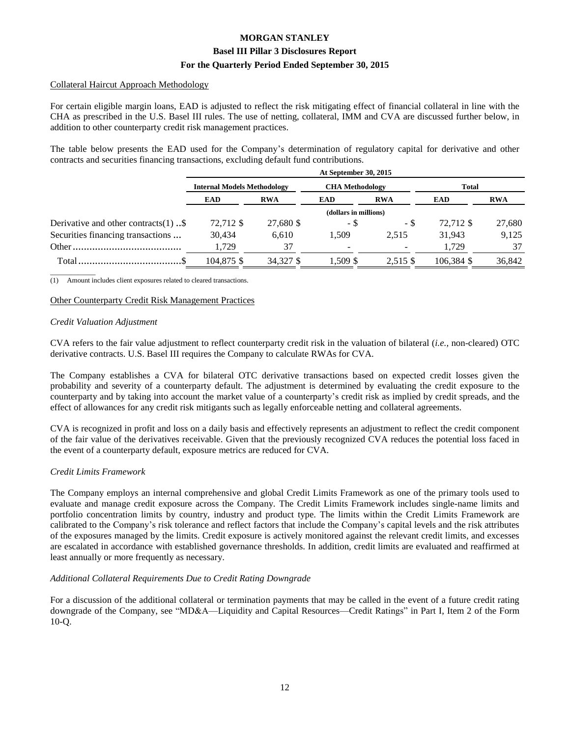Collateral Haircut Approach Methodology

For certain eligible margin loans, EAD is adjusted to reflect the risk mitigating effect of financial collateral in line with the CHA as prescribed in the U.S. Basel III rules. The use of netting, collateral, IMM and CVA are discussed further below, in addition to other counterparty credit risk management practices.

The table below presents the EAD used for the Company's determination of regulatory capital for derivative and other contracts and securities financing transactions, excluding default fund contributions.

| | At September 30, 2015 | | | | | |
|---|---|---|---|---|---|---|
| | Internal Models Methodology | | CHA Methodology | | Total | |
| | EAD | RWA | EAD | RWA | EAD | RWA |
| | (dollars in millions) | | | | | |
| Derivative and other contracts(1) | $ 72,712 | $ 27,680 | $ - | $ - | $ 72,712 | $ 27,680 |
| Securities financing transactions | 30,434 | 6,610 | 1,509 | 2,515 | 31,943 | 9,125 |
| Other | 1,729 | 37 | - | - | 1,729 | 37 |
| Total | $ 104,875 | $ 34,327 | $ 1,509 | $ 2,515 | $ 106,384 | $ 36,842 |

(1) Amount includes client exposures related to cleared transactions.

Other Counterparty Credit Risk Management Practices

*Credit Valuation Adjustment*

CVA refers to the fair value adjustment to reflect counterparty credit risk in the valuation of bilateral (*i.e.,* non-cleared) OTC derivative contracts. U.S. Basel III requires the Company to calculate RWAs for CVA.

The Company establishes a CVA for bilateral OTC derivative transactions based on expected credit losses given the probability and severity of a counterparty default. The adjustment is determined by evaluating the credit exposure to the counterparty and by taking into account the market value of a counterparty's credit risk as implied by credit spreads, and the effect of allowances for any credit risk mitigants such as legally enforceable netting and collateral agreements.

CVA is recognized in profit and loss on a daily basis and effectively represents an adjustment to reflect the credit component of the fair value of the derivatives receivable. Given that the previously recognized CVA reduces the potential loss faced in the event of a counterparty default, exposure metrics are reduced for CVA.

*Credit Limits Framework*

The Company employs an internal comprehensive and global Credit Limits Framework as one of the primary tools used to evaluate and manage credit exposure across the Company. The Credit Limits Framework includes single-name limits and portfolio concentration limits by country, industry and product type. The limits within the Credit Limits Framework are calibrated to the Company's risk tolerance and reflect factors that include the Company's capital levels and the risk attributes of the exposures managed by the limits. Credit exposure is actively monitored against the relevant credit limits, and excesses are escalated in accordance with established governance thresholds. In addition, credit limits are evaluated and reaffirmed at least annually or more frequently as necessary.

*Additional Collateral Requirements Due to Credit Rating Downgrade*

For a discussion of the additional collateral or termination payments that may be called in the event of a future credit rating downgrade of the Company, see "MD&A—Liquidity and Capital Resources—Credit Ratings" in Part I, Item 2 of the Form 10-Q.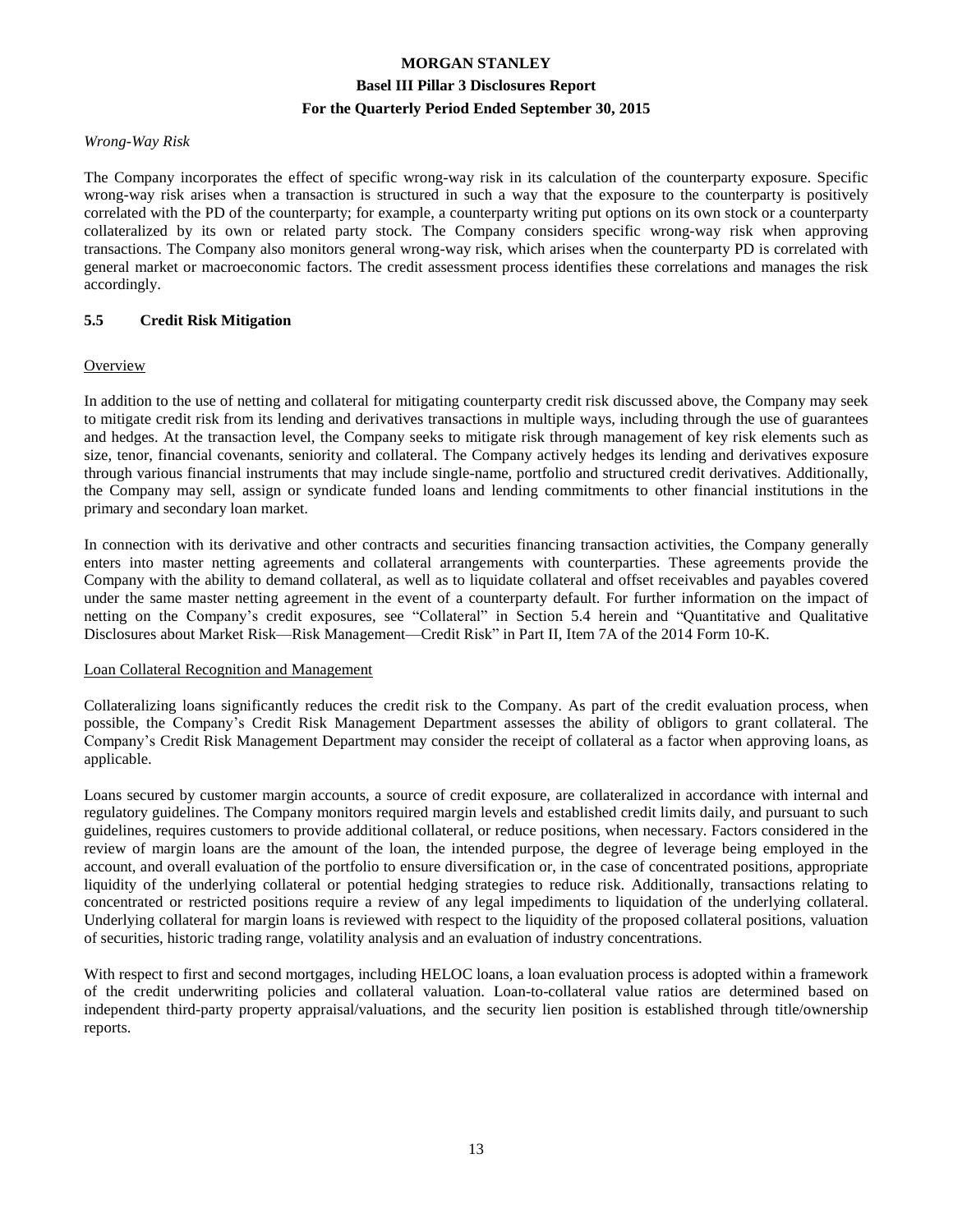*Wrong-Way Risk*

The Company incorporates the effect of specific wrong-way risk in its calculation of the counterparty exposure. Specific wrong-way risk arises when a transaction is structured in such a way that the exposure to the counterparty is positively correlated with the PD of the counterparty; for example, a counterparty writing put options on its own stock or a counterparty collateralized by its own or related party stock. The Company considers specific wrong-way risk when approving transactions. The Company also monitors general wrong-way risk, which arises when the counterparty PD is correlated with general market or macroeconomic factors. The credit assessment process identifies these correlations and manages the risk accordingly.

### 5.5 Credit Risk Mitigation

Overview

In addition to the use of netting and collateral for mitigating counterparty credit risk discussed above, the Company may seek to mitigate credit risk from its lending and derivatives transactions in multiple ways, including through the use of guarantees and hedges. At the transaction level, the Company seeks to mitigate risk through management of key risk elements such as size, tenor, financial covenants, seniority and collateral. The Company actively hedges its lending and derivatives exposure through various financial instruments that may include single-name, portfolio and structured credit derivatives. Additionally, the Company may sell, assign or syndicate funded loans and lending commitments to other financial institutions in the primary and secondary loan market.

In connection with its derivative and other contracts and securities financing transaction activities, the Company generally enters into master netting agreements and collateral arrangements with counterparties. These agreements provide the Company with the ability to demand collateral, as well as to liquidate collateral and offset receivables and payables covered under the same master netting agreement in the event of a counterparty default. For further information on the impact of netting on the Company's credit exposures, see "Collateral" in Section 5.4 herein and "Quantitative and Qualitative Disclosures about Market Risk—Risk Management—Credit Risk" in Part II, Item 7A of the 2014 Form 10-K.

Loan Collateral Recognition and Management

Collateralizing loans significantly reduces the credit risk to the Company. As part of the credit evaluation process, when possible, the Company's Credit Risk Management Department assesses the ability of obligors to grant collateral. The Company's Credit Risk Management Department may consider the receipt of collateral as a factor when approving loans, as applicable.

Loans secured by customer margin accounts, a source of credit exposure, are collateralized in accordance with internal and regulatory guidelines. The Company monitors required margin levels and established credit limits daily, and pursuant to such guidelines, requires customers to provide additional collateral, or reduce positions, when necessary. Factors considered in the review of margin loans are the amount of the loan, the intended purpose, the degree of leverage being employed in the account, and overall evaluation of the portfolio to ensure diversification or, in the case of concentrated positions, appropriate liquidity of the underlying collateral or potential hedging strategies to reduce risk. Additionally, transactions relating to concentrated or restricted positions require a review of any legal impediments to liquidation of the underlying collateral. Underlying collateral for margin loans is reviewed with respect to the liquidity of the proposed collateral positions, valuation of securities, historic trading range, volatility analysis and an evaluation of industry concentrations.

With respect to first and second mortgages, including HELOC loans, a loan evaluation process is adopted within a framework of the credit underwriting policies and collateral valuation. Loan-to-collateral value ratios are determined based on independent third-party property appraisal/valuations, and the security lien position is established through title/ownership reports.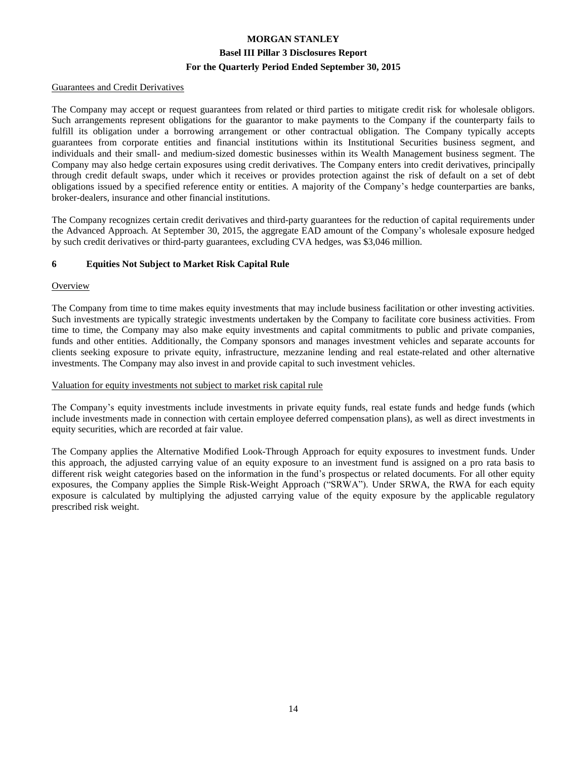Guarantees and Credit Derivatives

The Company may accept or request guarantees from related or third parties to mitigate credit risk for wholesale obligors. Such arrangements represent obligations for the guarantor to make payments to the Company if the counterparty fails to fulfill its obligation under a borrowing arrangement or other contractual obligation. The Company typically accepts guarantees from corporate entities and financial institutions within its Institutional Securities business segment, and individuals and their small- and medium-sized domestic businesses within its Wealth Management business segment. The Company may also hedge certain exposures using credit derivatives. The Company enters into credit derivatives, principally through credit default swaps, under which it receives or provides protection against the risk of default on a set of debt obligations issued by a specified reference entity or entities. A majority of the Company's hedge counterparties are banks, broker-dealers, insurance and other financial institutions.

The Company recognizes certain credit derivatives and third-party guarantees for the reduction of capital requirements under the Advanced Approach. At September 30, 2015, the aggregate EAD amount of the Company's wholesale exposure hedged by such credit derivatives or third-party guarantees, excluding CVA hedges, was $3,046 million.

## 6 Equities Not Subject to Market Risk Capital Rule

Overview

The Company from time to time makes equity investments that may include business facilitation or other investing activities. Such investments are typically strategic investments undertaken by the Company to facilitate core business activities. From time to time, the Company may also make equity investments and capital commitments to public and private companies, funds and other entities. Additionally, the Company sponsors and manages investment vehicles and separate accounts for clients seeking exposure to private equity, infrastructure, mezzanine lending and real estate-related and other alternative investments. The Company may also invest in and provide capital to such investment vehicles.

Valuation for equity investments not subject to market risk capital rule

The Company's equity investments include investments in private equity funds, real estate funds and hedge funds (which include investments made in connection with certain employee deferred compensation plans), as well as direct investments in equity securities, which are recorded at fair value.

The Company applies the Alternative Modified Look-Through Approach for equity exposures to investment funds. Under this approach, the adjusted carrying value of an equity exposure to an investment fund is assigned on a pro rata basis to different risk weight categories based on the information in the fund's prospectus or related documents. For all other equity exposures, the Company applies the Simple Risk-Weight Approach ("SRWA"). Under SRWA, the RWA for each equity exposure is calculated by multiplying the adjusted carrying value of the equity exposure by the applicable regulatory prescribed risk weight.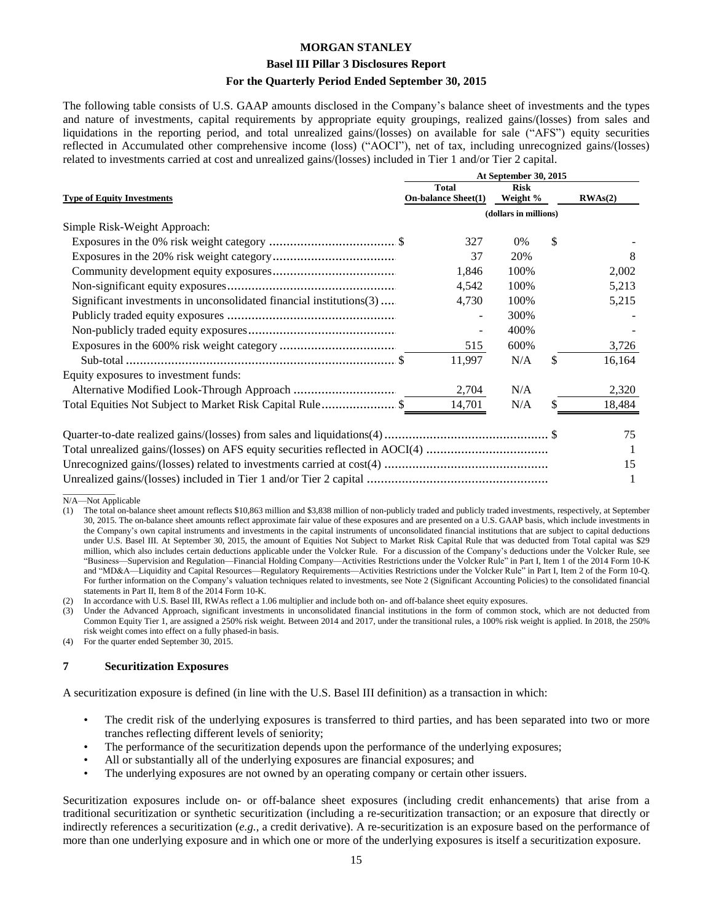The following table consists of U.S. GAAP amounts disclosed in the Company's balance sheet of investments and the types and nature of investments, capital requirements by appropriate equity groupings, realized gains/(losses) from sales and liquidations in the reporting period, and total unrealized gains/(losses) on available for sale ("AFS") equity securities reflected in Accumulated other comprehensive income (loss) ("AOCI"), net of tax, including unrecognized gains/(losses) related to investments carried at cost and unrealized gains/(losses) included in Tier 1 and/or Tier 2 capital.

| | At September 30, 2015 | | |
|---|---|---|---|
| **Type of Equity Investments** | **Total On-balance Sheet(1)** | **Risk Weight %** | **RWAs(2)** |
| | (dollars in millions) | | |
| Simple Risk-Weight Approach: | | | |
| Exposures in the 0% risk weight category | $ 327 | 0% | $ - |
| Exposures in the 20% risk weight category | 37 | 20% | 8 |
| Community development equity exposures | 1,846 | 100% | 2,002 |
| Non-significant equity exposures | 4,542 | 100% | 5,213 |
| Significant investments in unconsolidated financial institutions(3) | 4,730 | 100% | 5,215 |
| Publicly traded equity exposures | - | 300% | - |
| Non-publicly traded equity exposures | - | 400% | - |
| Exposures in the 600% risk weight category | 515 | 600% | 3,726 |
| Sub-total | $ 11,997 | N/A | $ 16,164 |
| Equity exposures to investment funds: | | | |
| Alternative Modified Look-Through Approach | 2,704 | N/A | 2,320 |
| Total Equities Not Subject to Market Risk Capital Rule | $ 14,701 | N/A | $ 18,484 |

| | |
|---|---|
| Quarter-to-date realized gains/(losses) from sales and liquidations(4) | $ 75 |
| Total unrealized gains/(losses) on AFS equity securities reflected in AOCI(4) | 1 |
| Unrecognized gains/(losses) related to investments carried at cost(4) | 15 |
| Unrealized gains/(losses) included in Tier 1 and/or Tier 2 capital | 1 |

N/A—Not Applicable

(1) The total on-balance sheet amount reflects $10,863 million and $3,838 million of non-publicly traded and publicly traded investments, respectively, at September 30, 2015. The on-balance sheet amounts reflect approximate fair value of these exposures and are presented on a U.S. GAAP basis, which include investments in the Company's own capital instruments and investments in the capital instruments of unconsolidated financial institutions that are subject to capital deductions under U.S. Basel III. At September 30, 2015, the amount of Equities Not Subject to Market Risk Capital Rule that was deducted from Total capital was $29 million, which also includes certain deductions applicable under the Volcker Rule. For a discussion of the Company's deductions under the Volcker Rule, see "Business—Supervision and Regulation—Financial Holding Company—Activities Restrictions under the Volcker Rule" in Part I, Item 1 of the 2014 Form 10-K and "MD&A—Liquidity and Capital Resources—Regulatory Requirements—Activities Restrictions under the Volcker Rule" in Part I, Item 2 of the Form 10-Q. For further information on the Company's valuation techniques related to investments, see Note 2 (Significant Accounting Policies) to the consolidated financial statements in Part II, Item 8 of the 2014 Form 10-K.

(2) In accordance with U.S. Basel III, RWAs reflect a 1.06 multiplier and include both on- and off-balance sheet equity exposures.

(3) Under the Advanced Approach, significant investments in unconsolidated financial institutions in the form of common stock, which are not deducted from Common Equity Tier 1, are assigned a 250% risk weight. Between 2014 and 2017, under the transitional rules, a 100% risk weight is applied. In 2018, the 250% risk weight comes into effect on a fully phased-in basis.

(4) For the quarter ended September 30, 2015.

## 7 Securitization Exposures

A securitization exposure is defined (in line with the U.S. Basel III definition) as a transaction in which:

- The credit risk of the underlying exposures is transferred to third parties, and has been separated into two or more tranches reflecting different levels of seniority;
- The performance of the securitization depends upon the performance of the underlying exposures;
- All or substantially all of the underlying exposures are financial exposures; and
- The underlying exposures are not owned by an operating company or certain other issuers.

Securitization exposures include on- or off-balance sheet exposures (including credit enhancements) that arise from a traditional securitization or synthetic securitization (including a re-securitization transaction; or an exposure that directly or indirectly references a securitization (*e.g.*, a credit derivative). A re-securitization is an exposure based on the performance of more than one underlying exposure and in which one or more of the underlying exposures is itself a securitization exposure.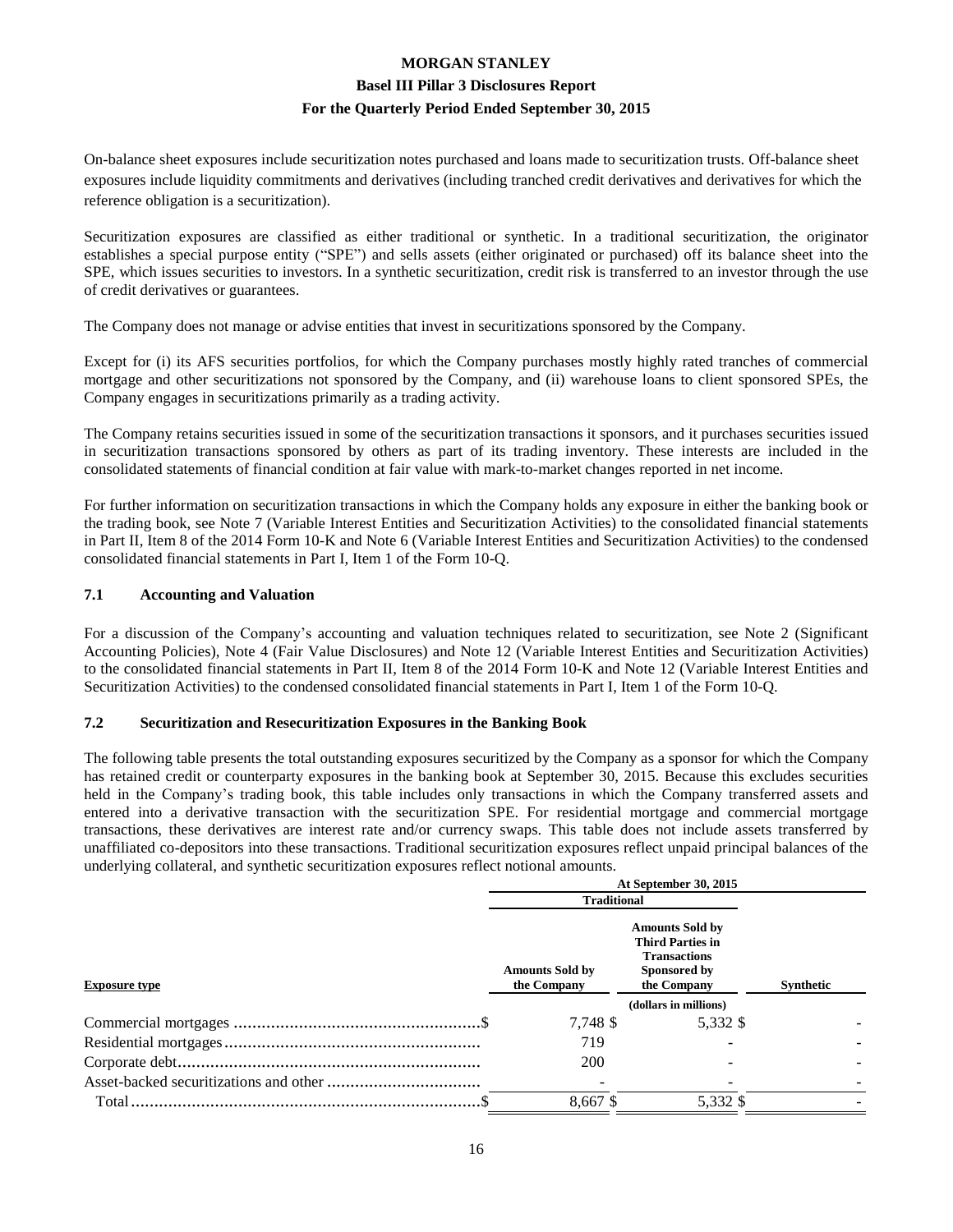On-balance sheet exposures include securitization notes purchased and loans made to securitization trusts. Off-balance sheet exposures include liquidity commitments and derivatives (including tranched credit derivatives and derivatives for which the reference obligation is a securitization).

Securitization exposures are classified as either traditional or synthetic. In a traditional securitization, the originator establishes a special purpose entity ("SPE") and sells assets (either originated or purchased) off its balance sheet into the SPE, which issues securities to investors. In a synthetic securitization, credit risk is transferred to an investor through the use of credit derivatives or guarantees.

The Company does not manage or advise entities that invest in securitizations sponsored by the Company.

Except for (i) its AFS securities portfolios, for which the Company purchases mostly highly rated tranches of commercial mortgage and other securitizations not sponsored by the Company, and (ii) warehouse loans to client sponsored SPEs, the Company engages in securitizations primarily as a trading activity.

The Company retains securities issued in some of the securitization transactions it sponsors, and it purchases securities issued in securitization transactions sponsored by others as part of its trading inventory. These interests are included in the consolidated statements of financial condition at fair value with mark-to-market changes reported in net income.

For further information on securitization transactions in which the Company holds any exposure in either the banking book or the trading book, see Note 7 (Variable Interest Entities and Securitization Activities) to the consolidated financial statements in Part II, Item 8 of the 2014 Form 10-K and Note 6 (Variable Interest Entities and Securitization Activities) to the condensed consolidated financial statements in Part I, Item 1 of the Form 10-Q.

## 7.1 Accounting and Valuation

For a discussion of the Company's accounting and valuation techniques related to securitization, see Note 2 (Significant Accounting Policies), Note 4 (Fair Value Disclosures) and Note 12 (Variable Interest Entities and Securitization Activities) to the consolidated financial statements in Part II, Item 8 of the 2014 Form 10-K and Note 12 (Variable Interest Entities and Securitization Activities) to the condensed consolidated financial statements in Part I, Item 1 of the Form 10-Q.

## 7.2 Securitization and Resecuritization Exposures in the Banking Book

The following table presents the total outstanding exposures securitized by the Company as a sponsor for which the Company has retained credit or counterparty exposures in the banking book at September 30, 2015. Because this excludes securities held in the Company's trading book, this table includes only transactions in which the Company transferred assets and entered into a derivative transaction with the securitization SPE. For residential mortgage and commercial mortgage transactions, these derivatives are interest rate and/or currency swaps. This table does not include assets transferred by unaffiliated co-depositors into these transactions. Traditional securitization exposures reflect unpaid principal balances of the underlying collateral, and synthetic securitization exposures reflect notional amounts.

| | At September 30, 2015 | | |
|---|---|---|---|
| | Traditional | | |
| Exposure type | Amounts Sold by the Company | Amounts Sold by Third Parties in Transactions Sponsored by the Company | Synthetic |
| | (dollars in millions) | | |
| Commercial mortgages | $ 7,748 | $ 5,332 | $ - |
| Residential mortgages | 719 | - | - |
| Corporate debt | 200 | - | - |
| Asset-backed securitizations and other | - | - | - |
| Total | $ 8,667 | $ 5,332 | $ - |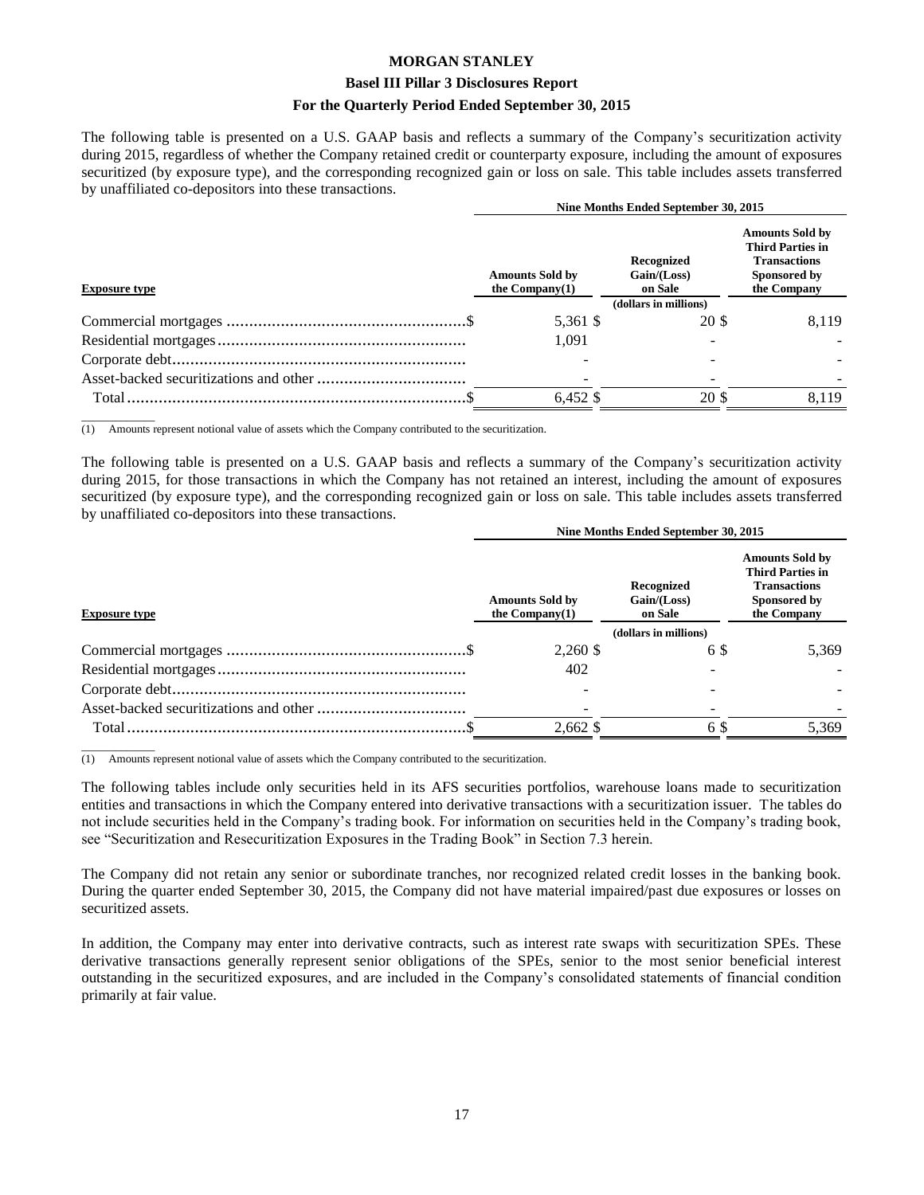The following table is presented on a U.S. GAAP basis and reflects a summary of the Company's securitization activity during 2015, regardless of whether the Company retained credit or counterparty exposure, including the amount of exposures securitized (by exposure type), and the corresponding recognized gain or loss on sale. This table includes assets transferred by unaffiliated co-depositors into these transactions.

| | Nine Months Ended September 30, 2015 | | |
|---|---|---|---|
| **Exposure type** | **Amounts Sold by the Company(1)** | **Recognized Gain/(Loss) on Sale** | **Amounts Sold by Third Parties in Transactions Sponsored by the Company** |
| | | (dollars in millions) | |
| Commercial mortgages | $ 5,361 | $ 20 | $ 8,119 |
| Residential mortgages | 1,091 | - | - |
| Corporate debt | - | - | - |
| Asset-backed securitizations and other | - | - | - |
| Total | $ 6,452 | $ 20 | $ 8,119 |

(1) Amounts represent notional value of assets which the Company contributed to the securitization.

The following table is presented on a U.S. GAAP basis and reflects a summary of the Company's securitization activity during 2015, for those transactions in which the Company has not retained an interest, including the amount of exposures securitized (by exposure type), and the corresponding recognized gain or loss on sale. This table includes assets transferred by unaffiliated co-depositors into these transactions.

| | Nine Months Ended September 30, 2015 | | |
|---|---|---|---|
| **Exposure type** | **Amounts Sold by the Company(1)** | **Recognized Gain/(Loss) on Sale** | **Amounts Sold by Third Parties in Transactions Sponsored by the Company** |
| | | (dollars in millions) | |
| Commercial mortgages | $ 2,260 | $ 6 | $ 5,369 |
| Residential mortgages | 402 | - | - |
| Corporate debt | - | - | - |
| Asset-backed securitizations and other | - | - | - |
| Total | $ 2,662 | $ 6 | $ 5,369 |

(1) Amounts represent notional value of assets which the Company contributed to the securitization.

The following tables include only securities held in its AFS securities portfolios, warehouse loans made to securitization entities and transactions in which the Company entered into derivative transactions with a securitization issuer. The tables do not include securities held in the Company's trading book. For information on securities held in the Company's trading book, see "Securitization and Resecuritization Exposures in the Trading Book" in Section 7.3 herein.

The Company did not retain any senior or subordinate tranches, nor recognized related credit losses in the banking book. During the quarter ended September 30, 2015, the Company did not have material impaired/past due exposures or losses on securitized assets.

In addition, the Company may enter into derivative contracts, such as interest rate swaps with securitization SPEs. These derivative transactions generally represent senior obligations of the SPEs, senior to the most senior beneficial interest outstanding in the securitized exposures, and are included in the Company's consolidated statements of financial condition primarily at fair value.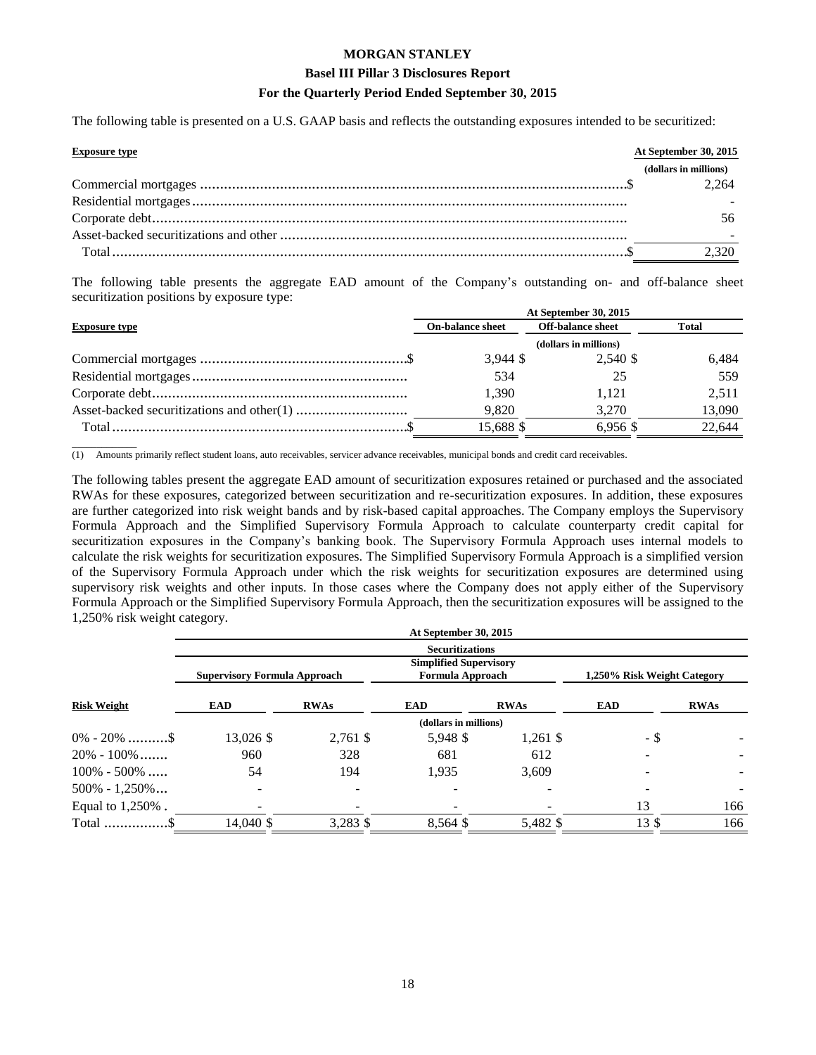The following table is presented on a U.S. GAAP basis and reflects the outstanding exposures intended to be securitized:

| Exposure type | At September 30, 2015 |
|---|---|
| | (dollars in millions) |
| Commercial mortgages | $ 2,264 |
| Residential mortgages | - |
| Corporate debt | 56 |
| Asset-backed securitizations and other | - |
| Total | $ 2,320 |

The following table presents the aggregate EAD amount of the Company's outstanding on- and off-balance sheet securitization positions by exposure type:

| | At September 30, 2015 | | |
|---|---|---|---|
| Exposure type | On-balance sheet | Off-balance sheet | Total |
| | (dollars in millions) | | |
| Commercial mortgages | $ 3,944 | $ 2,540 | $ 6,484 |
| Residential mortgages | 534 | 25 | 559 |
| Corporate debt | 1,390 | 1,121 | 2,511 |
| Asset-backed securitizations and other(1) | 9,820 | 3,270 | 13,090 |
| Total | $ 15,688 | $ 6,956 | $ 22,644 |

(1) Amounts primarily reflect student loans, auto receivables, servicer advance receivables, municipal bonds and credit card receivables.

The following tables present the aggregate EAD amount of securitization exposures retained or purchased and the associated RWAs for these exposures, categorized between securitization and re-securitization exposures. In addition, these exposures are further categorized into risk weight bands and by risk-based capital approaches. The Company employs the Supervisory Formula Approach and the Simplified Supervisory Formula Approach to calculate counterparty credit capital for securitization exposures in the Company's banking book. The Supervisory Formula Approach uses internal models to calculate the risk weights for securitization exposures. The Simplified Supervisory Formula Approach is a simplified version of the Supervisory Formula Approach under which the risk weights for securitization exposures are determined using supervisory risk weights and other inputs. In those cases where the Company does not apply either of the Supervisory Formula Approach or the Simplified Supervisory Formula Approach, then the securitization exposures will be assigned to the 1,250% risk weight category.

| | At September 30, 2015 | | | | | |
|---|---|---|---|---|---|---|
| | Securitizations | | | | | |
| | Supervisory Formula Approach | | Simplified Supervisory Formula Approach | | 1,250% Risk Weight Category | |
| Risk Weight | EAD | RWAs | EAD | RWAs | EAD | RWAs |
| | (dollars in millions) | | | | | |
| 0% - 20% | $ 13,026 | $ 2,761 | $ 5,948 | $ 1,261 | $ - | $ - |
| 20% - 100% | 960 | 328 | 681 | 612 | - | - |
| 100% - 500% | 54 | 194 | 1,935 | 3,609 | - | - |
| 500% - 1,250% | - | - | - | - | - | - |
| Equal to 1,250% | - | - | - | - | 13 | 166 |
| Total | $ 14,040 | $ 3,283 | $ 8,564 | $ 5,482 | $ 13 | $ 166 |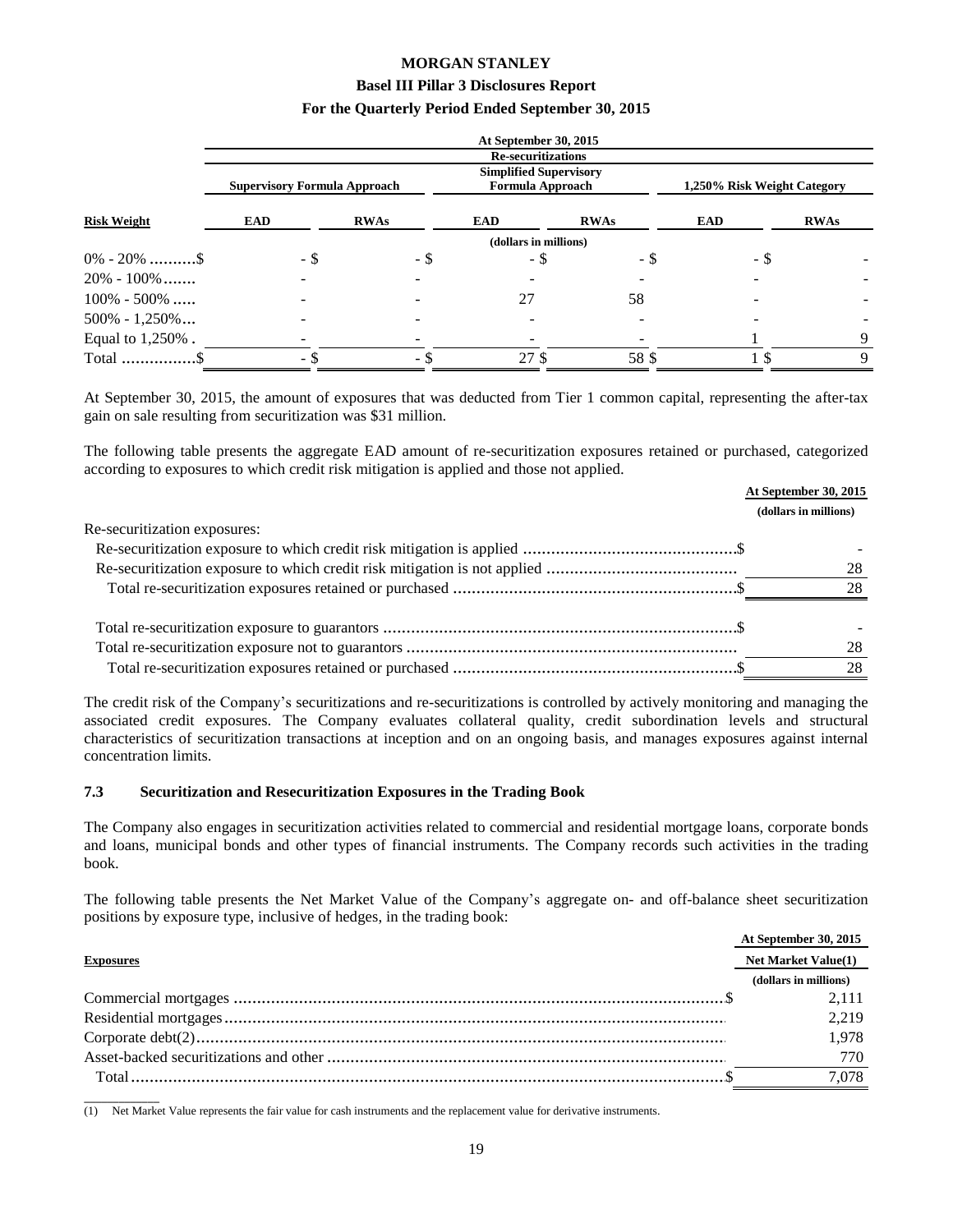| Risk Weight | At September 30, 2015 | | | | | |
|---|---|---|---|---|---|---|
| | Re-securitizations | | | | | |
| | Supervisory Formula Approach | | Simplified Supervisory Formula Approach | | 1,250% Risk Weight Category | |
| | EAD | RWAs | EAD | RWAs | EAD | RWAs |
| | (dollars in millions) | | | | | |
| 0% - 20% | $ - | $ - | $ - | $ - | $ - | $ - |
| 20% - 100% | - | - | - | - | - | - |
| 100% - 500% | - | - | 27 | 58 | - | - |
| 500% - 1,250% | - | - | - | - | - | - |
| Equal to 1,250% | - | - | - | - | 1 | 9 |
| Total | $ - | $ - | $ 27 | $ 58 | $ 1 | $ 9 |

At September 30, 2015, the amount of exposures that was deducted from Tier 1 common capital, representing the after-tax gain on sale resulting from securitization was $31 million.

The following table presents the aggregate EAD amount of re-securitization exposures retained or purchased, categorized according to exposures to which credit risk mitigation is applied and those not applied.

| | At September 30, 2015 |
|---|---|
| | (dollars in millions) |
| Re-securitization exposures: | |
| Re-securitization exposure to which credit risk mitigation is applied | $ - |
| Re-securitization exposure to which credit risk mitigation is not applied | 28 |
| Total re-securitization exposures retained or purchased | $ 28 |
| | |
| Total re-securitization exposure to guarantors | $ - |
| Total re-securitization exposure not to guarantors | 28 |
| Total re-securitization exposures retained or purchased | $ 28 |

The credit risk of the Company's securitizations and re-securitizations is controlled by actively monitoring and managing the associated credit exposures. The Company evaluates collateral quality, credit subordination levels and structural characteristics of securitization transactions at inception and on an ongoing basis, and manages exposures against internal concentration limits.

### 7.3 Securitization and Resecuritization Exposures in the Trading Book

The Company also engages in securitization activities related to commercial and residential mortgage loans, corporate bonds and loans, municipal bonds and other types of financial instruments. The Company records such activities in the trading book.

The following table presents the Net Market Value of the Company's aggregate on- and off-balance sheet securitization positions by exposure type, inclusive of hedges, in the trading book:

| Exposures | At September 30, 2015 |
|---|---|
| | Net Market Value(1) |
| | (dollars in millions) |
| Commercial mortgages | $ 2,111 |
| Residential mortgages | 2,219 |
| Corporate debt(2) | 1,978 |
| Asset-backed securitizations and other | 770 |
| Total | $ 7,078 |

(1) Net Market Value represents the fair value for cash instruments and the replacement value for derivative instruments.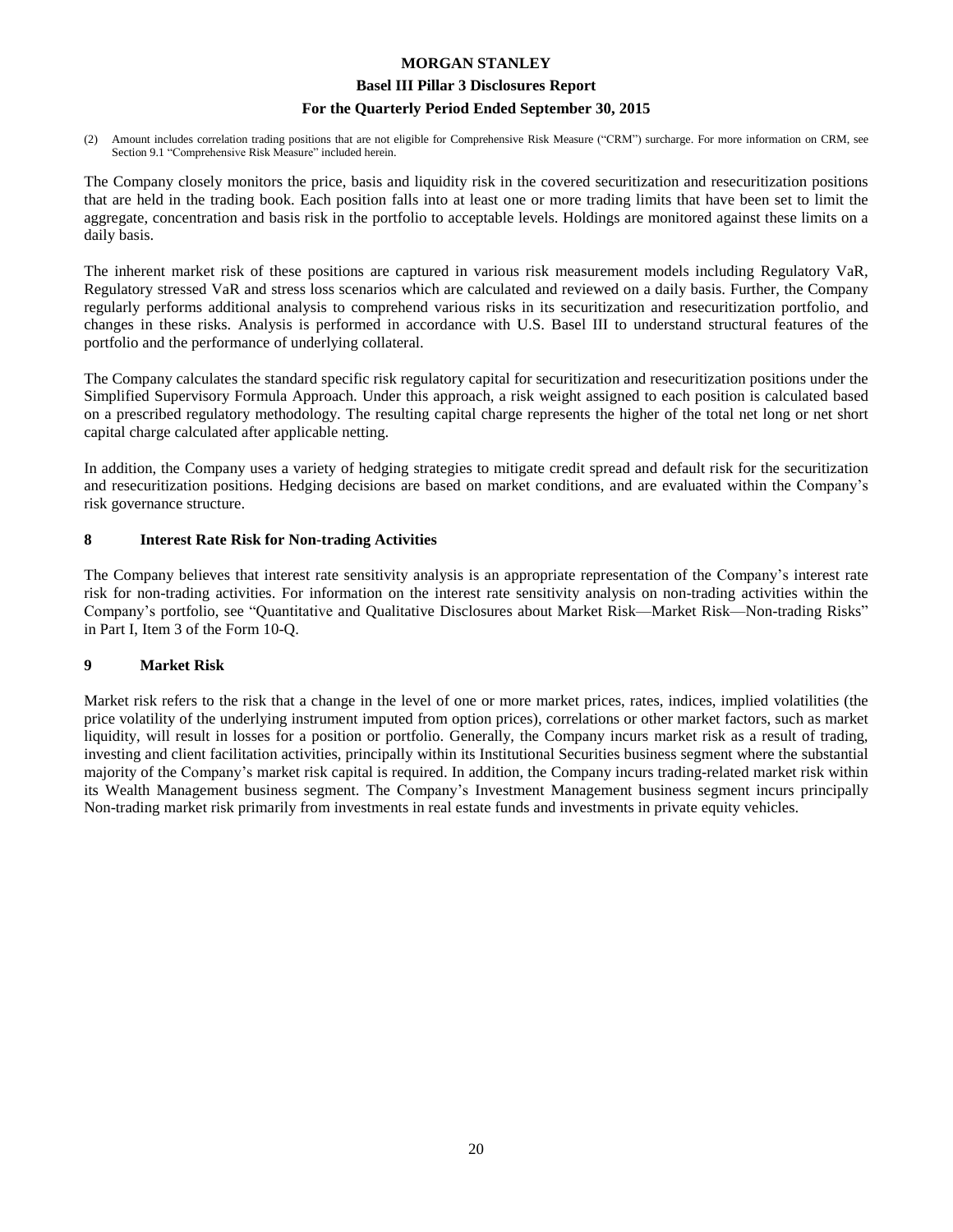(2) Amount includes correlation trading positions that are not eligible for Comprehensive Risk Measure ("CRM") surcharge. For more information on CRM, see Section 9.1 "Comprehensive Risk Measure" included herein.

The Company closely monitors the price, basis and liquidity risk in the covered securitization and resecuritization positions that are held in the trading book. Each position falls into at least one or more trading limits that have been set to limit the aggregate, concentration and basis risk in the portfolio to acceptable levels. Holdings are monitored against these limits on a daily basis.

The inherent market risk of these positions are captured in various risk measurement models including Regulatory VaR, Regulatory stressed VaR and stress loss scenarios which are calculated and reviewed on a daily basis. Further, the Company regularly performs additional analysis to comprehend various risks in its securitization and resecuritization portfolio, and changes in these risks. Analysis is performed in accordance with U.S. Basel III to understand structural features of the portfolio and the performance of underlying collateral.

The Company calculates the standard specific risk regulatory capital for securitization and resecuritization positions under the Simplified Supervisory Formula Approach. Under this approach, a risk weight assigned to each position is calculated based on a prescribed regulatory methodology. The resulting capital charge represents the higher of the total net long or net short capital charge calculated after applicable netting.

In addition, the Company uses a variety of hedging strategies to mitigate credit spread and default risk for the securitization and resecuritization positions. Hedging decisions are based on market conditions, and are evaluated within the Company's risk governance structure.

## 8 Interest Rate Risk for Non-trading Activities

The Company believes that interest rate sensitivity analysis is an appropriate representation of the Company's interest rate risk for non-trading activities. For information on the interest rate sensitivity analysis on non-trading activities within the Company's portfolio, see "Quantitative and Qualitative Disclosures about Market Risk—Market Risk—Non-trading Risks" in Part I, Item 3 of the Form 10-Q.

## 9 Market Risk

Market risk refers to the risk that a change in the level of one or more market prices, rates, indices, implied volatilities (the price volatility of the underlying instrument imputed from option prices), correlations or other market factors, such as market liquidity, will result in losses for a position or portfolio. Generally, the Company incurs market risk as a result of trading, investing and client facilitation activities, principally within its Institutional Securities business segment where the substantial majority of the Company's market risk capital is required. In addition, the Company incurs trading-related market risk within its Wealth Management business segment. The Company's Investment Management business segment incurs principally Non-trading market risk primarily from investments in real estate funds and investments in private equity vehicles.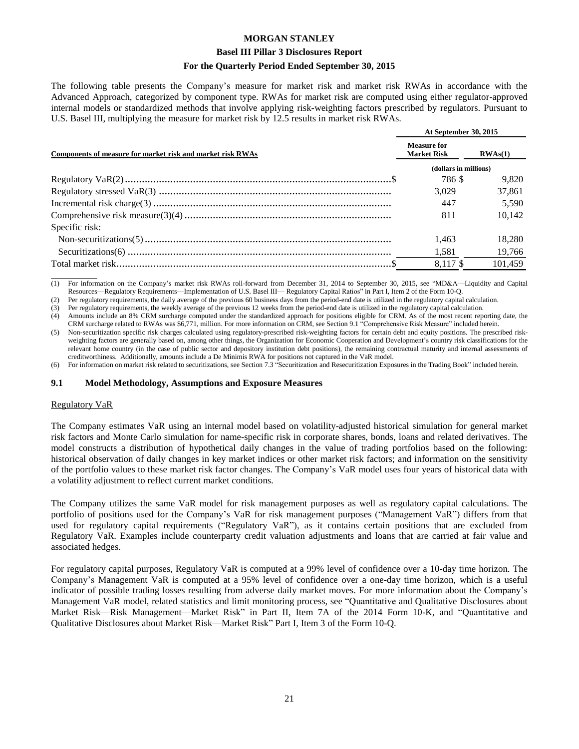The following table presents the Company's measure for market risk and market risk RWAs in accordance with the Advanced Approach, categorized by component type. RWAs for market risk are computed using either regulator-approved internal models or standardized methods that involve applying risk-weighting factors prescribed by regulators. Pursuant to U.S. Basel III, multiplying the measure for market risk by 12.5 results in market risk RWAs.

| Components of measure for market risk and market risk RWAs | At September 30, 2015 | |
|---|---|---|
| | Measure for Market Risk | RWAs(1) |
| | (dollars in millions) | |
| Regulatory VaR(2) | $ 786 | $ 9,820 |
| Regulatory stressed VaR(3) | 3,029 | 37,861 |
| Incremental risk charge(3) | 447 | 5,590 |
| Comprehensive risk measure(3)(4) | 811 | 10,142 |
| Specific risk: | | |
| Non-securitizations(5) | 1,463 | 18,280 |
| Securitizations(6) | 1,581 | 19,766 |
| Total market risk | $ 8,117 | $ 101,459 |

(1) For information on the Company's market risk RWAs roll-forward from December 31, 2014 to September 30, 2015, see "MD&A—Liquidity and Capital Resources—Regulatory Requirements—Implementation of U.S. Basel III— Regulatory Capital Ratios" in Part I, Item 2 of the Form 10-Q.

(2) Per regulatory requirements, the daily average of the previous 60 business days from the period-end date is utilized in the regulatory capital calculation.

(3) Per regulatory requirements, the weekly average of the previous 12 weeks from the period-end date is utilized in the regulatory capital calculation.

(4) Amounts include an 8% CRM surcharge computed under the standardized approach for positions eligible for CRM. As of the most recent reporting date, the CRM surcharge related to RWAs was $6,771, million. For more information on CRM, see Section 9.1 "Comprehensive Risk Measure" included herein.

(5) Non-securitization specific risk charges calculated using regulatory-prescribed risk-weighting factors for certain debt and equity positions. The prescribed risk-weighting factors are generally based on, among other things, the Organization for Economic Cooperation and Development's country risk classifications for the relevant home country (in the case of public sector and depository institution debt positions), the remaining contractual maturity and internal assessments of creditworthiness. Additionally, amounts include a De Minimis RWA for positions not captured in the VaR model.

(6) For information on market risk related to securitizations, see Section 7.3 "Securitization and Resecuritization Exposures in the Trading Book" included herein.

## 9.1 Model Methodology, Assumptions and Exposure Measures

Regulatory VaR

The Company estimates VaR using an internal model based on volatility-adjusted historical simulation for general market risk factors and Monte Carlo simulation for name-specific risk in corporate shares, bonds, loans and related derivatives. The model constructs a distribution of hypothetical daily changes in the value of trading portfolios based on the following: historical observation of daily changes in key market indices or other market risk factors; and information on the sensitivity of the portfolio values to these market risk factor changes. The Company's VaR model uses four years of historical data with a volatility adjustment to reflect current market conditions.

The Company utilizes the same VaR model for risk management purposes as well as regulatory capital calculations. The portfolio of positions used for the Company's VaR for risk management purposes ("Management VaR") differs from that used for regulatory capital requirements ("Regulatory VaR"), as it contains certain positions that are excluded from Regulatory VaR. Examples include counterparty credit valuation adjustments and loans that are carried at fair value and associated hedges.

For regulatory capital purposes, Regulatory VaR is computed at a 99% level of confidence over a 10-day time horizon. The Company's Management VaR is computed at a 95% level of confidence over a one-day time horizon, which is a useful indicator of possible trading losses resulting from adverse daily market moves. For more information about the Company's Management VaR model, related statistics and limit monitoring process, see "Quantitative and Qualitative Disclosures about Market Risk—Risk Management—Market Risk" in Part II, Item 7A of the 2014 Form 10-K, and "Quantitative and Qualitative Disclosures about Market Risk—Market Risk" Part I, Item 3 of the Form 10-Q.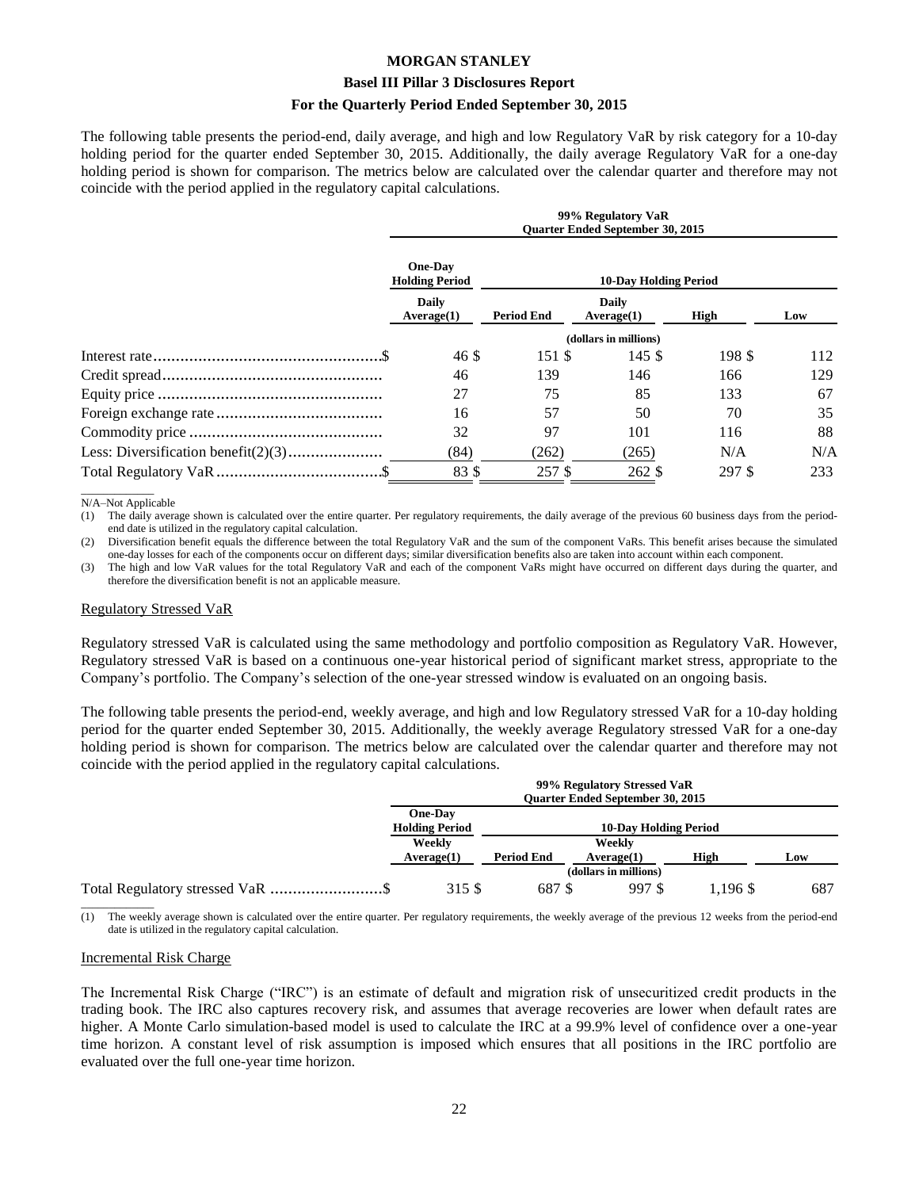The following table presents the period-end, daily average, and high and low Regulatory VaR by risk category for a 10-day holding period for the quarter ended September 30, 2015. Additionally, the daily average Regulatory VaR for a one-day holding period is shown for comparison. The metrics below are calculated over the calendar quarter and therefore may not coincide with the period applied in the regulatory capital calculations.

| | 99% Regulatory VaR Quarter Ended September 30, 2015 | | | | |
|---|---|---|---|---|---|
| | One-Day Holding Period | 10-Day Holding Period | | | |
| | Daily Average(1) | Period End | Daily Average(1) | High | Low |
| | (dollars in millions) | | | | |
| Interest rate | $ 46 | $ 151 | $ 145 | $ 198 | $ 112 |
| Credit spread | 46 | 139 | 146 | 166 | 129 |
| Equity price | 27 | 75 | 85 | 133 | 67 |
| Foreign exchange rate | 16 | 57 | 50 | 70 | 35 |
| Commodity price | 32 | 97 | 101 | 116 | 88 |
| Less: Diversification benefit(2)(3) | (84) | (262) | (265) | N/A | N/A |
| Total Regulatory VaR | $ 83 | $ 257 | $ 262 | $ 297 | $ 233 |

N/A–Not Applicable

(1) The daily average shown is calculated over the entire quarter. Per regulatory requirements, the daily average of the previous 60 business days from the period-end date is utilized in the regulatory capital calculation.

(2) Diversification benefit equals the difference between the total Regulatory VaR and the sum of the component VaRs. This benefit arises because the simulated one-day losses for each of the components occur on different days; similar diversification benefits also are taken into account within each component.

(3) The high and low VaR values for the total Regulatory VaR and each of the component VaRs might have occurred on different days during the quarter, and therefore the diversification benefit is not an applicable measure.

## Regulatory Stressed VaR

Regulatory stressed VaR is calculated using the same methodology and portfolio composition as Regulatory VaR. However, Regulatory stressed VaR is based on a continuous one-year historical period of significant market stress, appropriate to the Company's portfolio. The Company's selection of the one-year stressed window is evaluated on an ongoing basis.

The following table presents the period-end, weekly average, and high and low Regulatory stressed VaR for a 10-day holding period for the quarter ended September 30, 2015. Additionally, the weekly average Regulatory stressed VaR for a one-day holding period is shown for comparison. The metrics below are calculated over the calendar quarter and therefore may not coincide with the period applied in the regulatory capital calculations.

| | 99% Regulatory Stressed VaR Quarter Ended September 30, 2015 | | | | |
|---|---|---|---|---|---|
| | One-Day Holding Period | 10-Day Holding Period | | | |
| | Weekly Average(1) | Period End | Weekly Average(1) | High | Low |
| | (dollars in millions) | | | | |
| Total Regulatory stressed VaR | $ 315 | $ 687 | $ 997 | $ 1,196 | $ 687 |

(1) The weekly average shown is calculated over the entire quarter. Per regulatory requirements, the weekly average of the previous 12 weeks from the period-end date is utilized in the regulatory capital calculation.

## Incremental Risk Charge

The Incremental Risk Charge ("IRC") is an estimate of default and migration risk of unsecuritized credit products in the trading book. The IRC also captures recovery risk, and assumes that average recoveries are lower when default rates are higher. A Monte Carlo simulation-based model is used to calculate the IRC at a 99.9% level of confidence over a one-year time horizon. A constant level of risk assumption is imposed which ensures that all positions in the IRC portfolio are evaluated over the full one-year time horizon.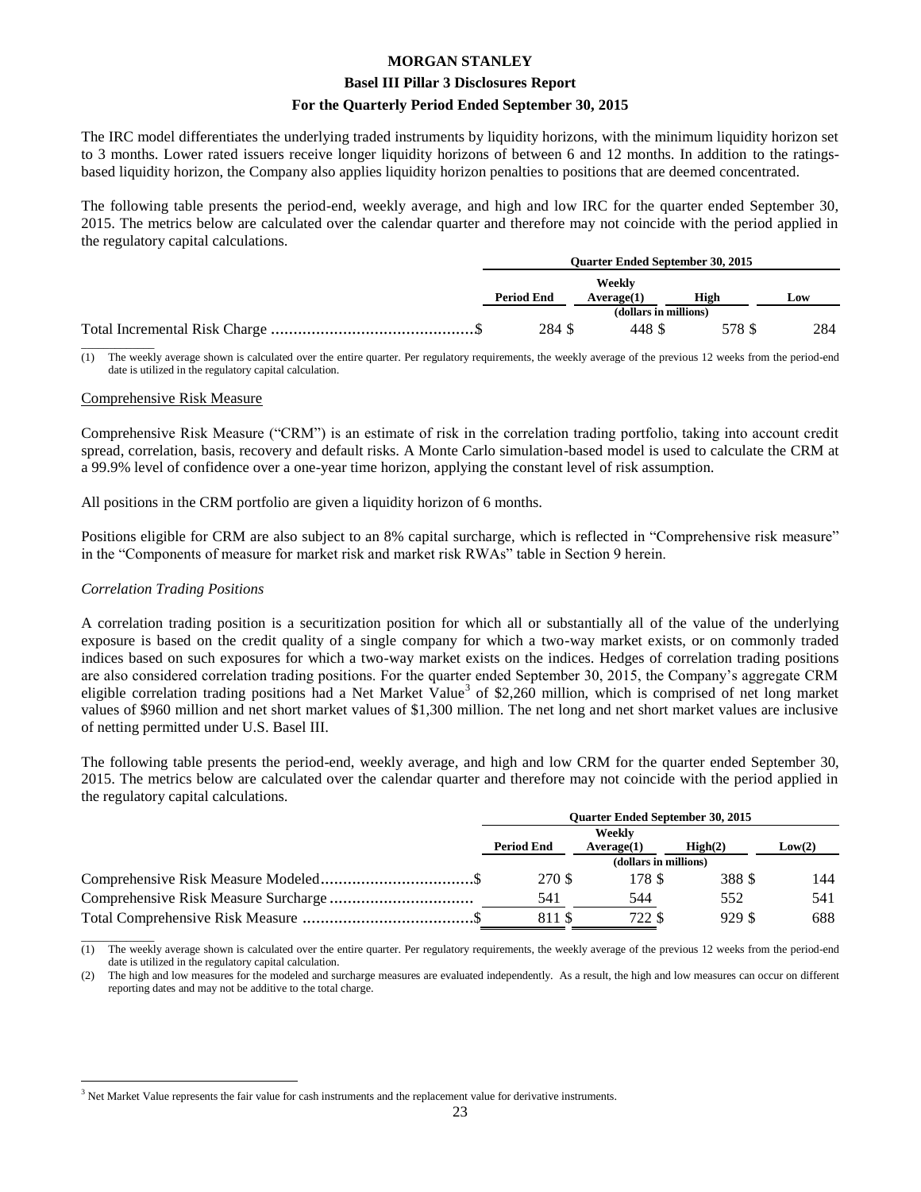The IRC model differentiates the underlying traded instruments by liquidity horizons, with the minimum liquidity horizon set to 3 months. Lower rated issuers receive longer liquidity horizons of between 6 and 12 months. In addition to the ratings-based liquidity horizon, the Company also applies liquidity horizon penalties to positions that are deemed concentrated.

The following table presents the period-end, weekly average, and high and low IRC for the quarter ended September 30, 2015. The metrics below are calculated over the calendar quarter and therefore may not coincide with the period applied in the regulatory capital calculations.

| | Quarter Ended September 30, 2015 | | | |
|---|---|---|---|---|
| | Period End | Weekly Average(1) | High | Low |
| | (dollars in millions) | | | |
| Total Incremental Risk Charge | $ 284 | $ 448 | $ 578 | $ 284 |

(1) The weekly average shown is calculated over the entire quarter. Per regulatory requirements, the weekly average of the previous 12 weeks from the period-end date is utilized in the regulatory capital calculation.

## Comprehensive Risk Measure

Comprehensive Risk Measure ("CRM") is an estimate of risk in the correlation trading portfolio, taking into account credit spread, correlation, basis, recovery and default risks. A Monte Carlo simulation-based model is used to calculate the CRM at a 99.9% level of confidence over a one-year time horizon, applying the constant level of risk assumption.

All positions in the CRM portfolio are given a liquidity horizon of 6 months.

Positions eligible for CRM are also subject to an 8% capital surcharge, which is reflected in "Comprehensive risk measure" in the "Components of measure for market risk and market risk RWAs" table in Section 9 herein.

### *Correlation Trading Positions*

A correlation trading position is a securitization position for which all or substantially all of the value of the underlying exposure is based on the credit quality of a single company for which a two-way market exists, or on commonly traded indices based on such exposures for which a two-way market exists on the indices. Hedges of correlation trading positions are also considered correlation trading positions. For the quarter ended September 30, 2015, the Company's aggregate CRM eligible correlation trading positions had a Net Market Value[3] of $2,260 million, which is comprised of net long market values of $960 million and net short market values of $1,300 million. The net long and net short market values are inclusive of netting permitted under U.S. Basel III.

The following table presents the period-end, weekly average, and high and low CRM for the quarter ended September 30, 2015. The metrics below are calculated over the calendar quarter and therefore may not coincide with the period applied in the regulatory capital calculations.

| | Quarter Ended September 30, 2015 | | | |
|---|---|---|---|---|
| | Period End | Weekly Average(1) | High(2) | Low(2) |
| | (dollars in millions) | | | |
| Comprehensive Risk Measure Modeled | $ 270 | $ 178 | $ 388 | $ 144 |
| Comprehensive Risk Measure Surcharge | 541 | 544 | 552 | 541 |
| Total Comprehensive Risk Measure | $ 811 | $ 722 | $ 929 | $ 688 |

(1) The weekly average shown is calculated over the entire quarter. Per regulatory requirements, the weekly average of the previous 12 weeks from the period-end date is utilized in the regulatory capital calculation.

(2) The high and low measures for the modeled and surcharge measures are evaluated independently. As a result, the high and low measures can occur on different reporting dates and may not be additive to the total charge.

[3] Net Market Value represents the fair value for cash instruments and the replacement value for derivative instruments.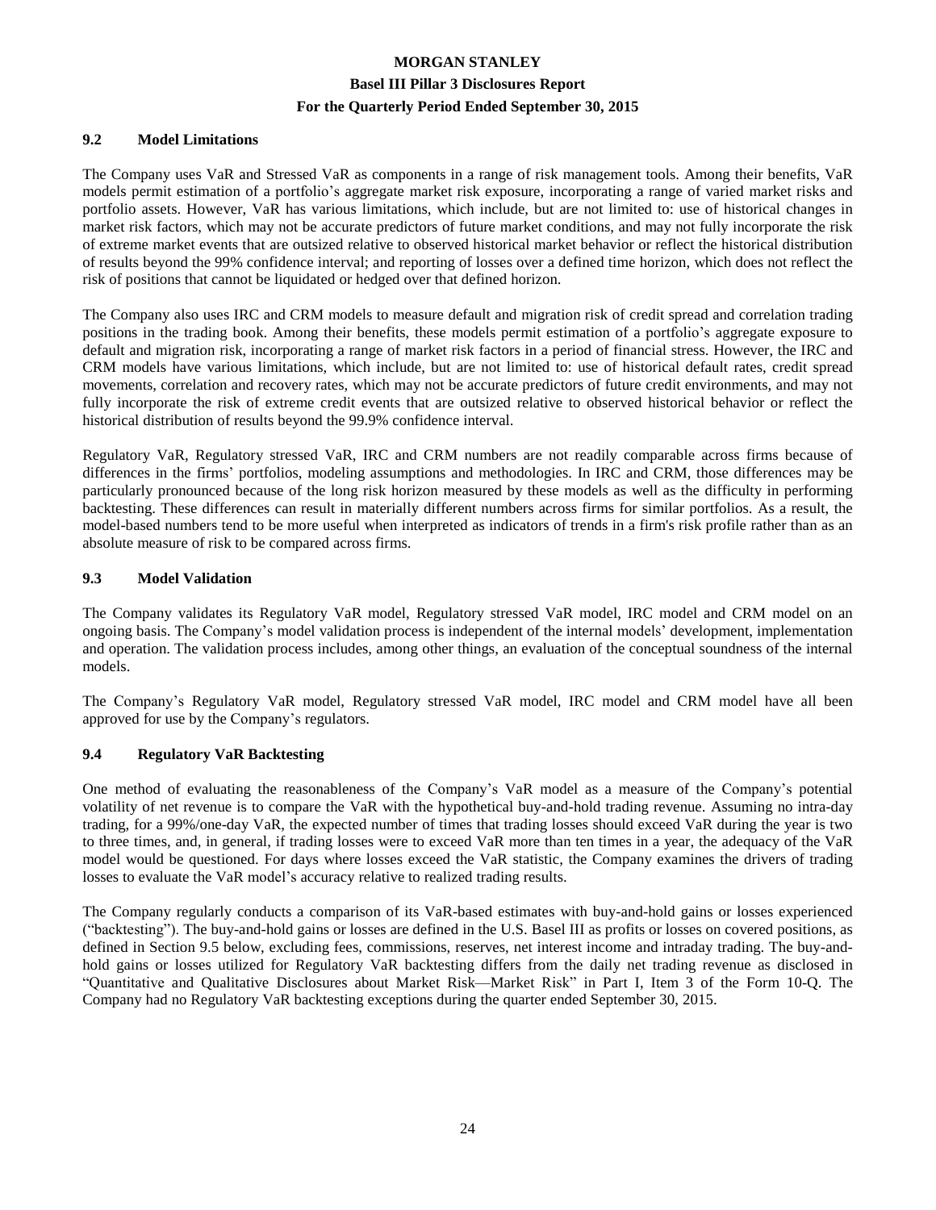### 9.2 Model Limitations

The Company uses VaR and Stressed VaR as components in a range of risk management tools. Among their benefits, VaR models permit estimation of a portfolio's aggregate market risk exposure, incorporating a range of varied market risks and portfolio assets. However, VaR has various limitations, which include, but are not limited to: use of historical changes in market risk factors, which may not be accurate predictors of future market conditions, and may not fully incorporate the risk of extreme market events that are outsized relative to observed historical market behavior or reflect the historical distribution of results beyond the 99% confidence interval; and reporting of losses over a defined time horizon, which does not reflect the risk of positions that cannot be liquidated or hedged over that defined horizon.

The Company also uses IRC and CRM models to measure default and migration risk of credit spread and correlation trading positions in the trading book. Among their benefits, these models permit estimation of a portfolio's aggregate exposure to default and migration risk, incorporating a range of market risk factors in a period of financial stress. However, the IRC and CRM models have various limitations, which include, but are not limited to: use of historical default rates, credit spread movements, correlation and recovery rates, which may not be accurate predictors of future credit environments, and may not fully incorporate the risk of extreme credit events that are outsized relative to observed historical behavior or reflect the historical distribution of results beyond the 99.9% confidence interval.

Regulatory VaR, Regulatory stressed VaR, IRC and CRM numbers are not readily comparable across firms because of differences in the firms' portfolios, modeling assumptions and methodologies. In IRC and CRM, those differences may be particularly pronounced because of the long risk horizon measured by these models as well as the difficulty in performing backtesting. These differences can result in materially different numbers across firms for similar portfolios. As a result, the model-based numbers tend to be more useful when interpreted as indicators of trends in a firm's risk profile rather than as an absolute measure of risk to be compared across firms.

### 9.3 Model Validation

The Company validates its Regulatory VaR model, Regulatory stressed VaR model, IRC model and CRM model on an ongoing basis. The Company's model validation process is independent of the internal models' development, implementation and operation. The validation process includes, among other things, an evaluation of the conceptual soundness of the internal models.

The Company's Regulatory VaR model, Regulatory stressed VaR model, IRC model and CRM model have all been approved for use by the Company's regulators.

### 9.4 Regulatory VaR Backtesting

One method of evaluating the reasonableness of the Company's VaR model as a measure of the Company's potential volatility of net revenue is to compare the VaR with the hypothetical buy-and-hold trading revenue. Assuming no intra-day trading, for a 99%/one-day VaR, the expected number of times that trading losses should exceed VaR during the year is two to three times, and, in general, if trading losses were to exceed VaR more than ten times in a year, the adequacy of the VaR model would be questioned. For days where losses exceed the VaR statistic, the Company examines the drivers of trading losses to evaluate the VaR model's accuracy relative to realized trading results.

The Company regularly conducts a comparison of its VaR-based estimates with buy-and-hold gains or losses experienced ("backtesting"). The buy-and-hold gains or losses are defined in the U.S. Basel III as profits or losses on covered positions, as defined in Section 9.5 below, excluding fees, commissions, reserves, net interest income and intraday trading. The buy-and-hold gains or losses utilized for Regulatory VaR backtesting differs from the daily net trading revenue as disclosed in "Quantitative and Qualitative Disclosures about Market Risk—Market Risk" in Part I, Item 3 of the Form 10-Q. The Company had no Regulatory VaR backtesting exceptions during the quarter ended September 30, 2015.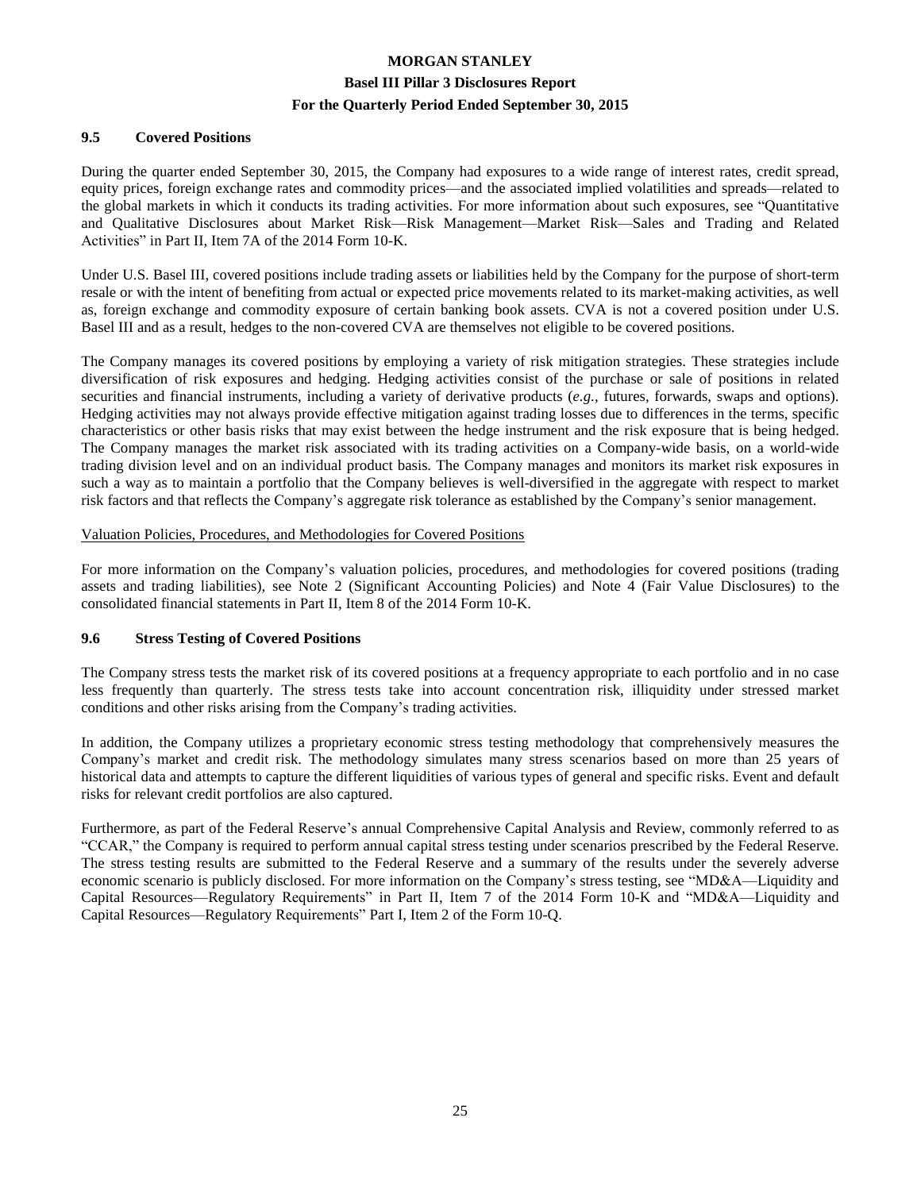### 9.5 Covered Positions

During the quarter ended September 30, 2015, the Company had exposures to a wide range of interest rates, credit spread, equity prices, foreign exchange rates and commodity prices—and the associated implied volatilities and spreads—related to the global markets in which it conducts its trading activities. For more information about such exposures, see "Quantitative and Qualitative Disclosures about Market Risk—Risk Management—Market Risk—Sales and Trading and Related Activities" in Part II, Item 7A of the 2014 Form 10-K.

Under U.S. Basel III, covered positions include trading assets or liabilities held by the Company for the purpose of short-term resale or with the intent of benefiting from actual or expected price movements related to its market-making activities, as well as, foreign exchange and commodity exposure of certain banking book assets. CVA is not a covered position under U.S. Basel III and as a result, hedges to the non-covered CVA are themselves not eligible to be covered positions.

The Company manages its covered positions by employing a variety of risk mitigation strategies. These strategies include diversification of risk exposures and hedging. Hedging activities consist of the purchase or sale of positions in related securities and financial instruments, including a variety of derivative products (*e.g.*, futures, forwards, swaps and options). Hedging activities may not always provide effective mitigation against trading losses due to differences in the terms, specific characteristics or other basis risks that may exist between the hedge instrument and the risk exposure that is being hedged. The Company manages the market risk associated with its trading activities on a Company-wide basis, on a world-wide trading division level and on an individual product basis. The Company manages and monitors its market risk exposures in such a way as to maintain a portfolio that the Company believes is well-diversified in the aggregate with respect to market risk factors and that reflects the Company's aggregate risk tolerance as established by the Company's senior management.

Valuation Policies, Procedures, and Methodologies for Covered Positions

For more information on the Company's valuation policies, procedures, and methodologies for covered positions (trading assets and trading liabilities), see Note 2 (Significant Accounting Policies) and Note 4 (Fair Value Disclosures) to the consolidated financial statements in Part II, Item 8 of the 2014 Form 10-K.

### 9.6 Stress Testing of Covered Positions

The Company stress tests the market risk of its covered positions at a frequency appropriate to each portfolio and in no case less frequently than quarterly. The stress tests take into account concentration risk, illiquidity under stressed market conditions and other risks arising from the Company's trading activities.

In addition, the Company utilizes a proprietary economic stress testing methodology that comprehensively measures the Company's market and credit risk. The methodology simulates many stress scenarios based on more than 25 years of historical data and attempts to capture the different liquidities of various types of general and specific risks. Event and default risks for relevant credit portfolios are also captured.

Furthermore, as part of the Federal Reserve's annual Comprehensive Capital Analysis and Review, commonly referred to as "CCAR," the Company is required to perform annual capital stress testing under scenarios prescribed by the Federal Reserve. The stress testing results are submitted to the Federal Reserve and a summary of the results under the severely adverse economic scenario is publicly disclosed. For more information on the Company's stress testing, see "MD&A—Liquidity and Capital Resources—Regulatory Requirements" in Part II, Item 7 of the 2014 Form 10-K and "MD&A—Liquidity and Capital Resources—Regulatory Requirements" Part I, Item 2 of the Form 10-Q.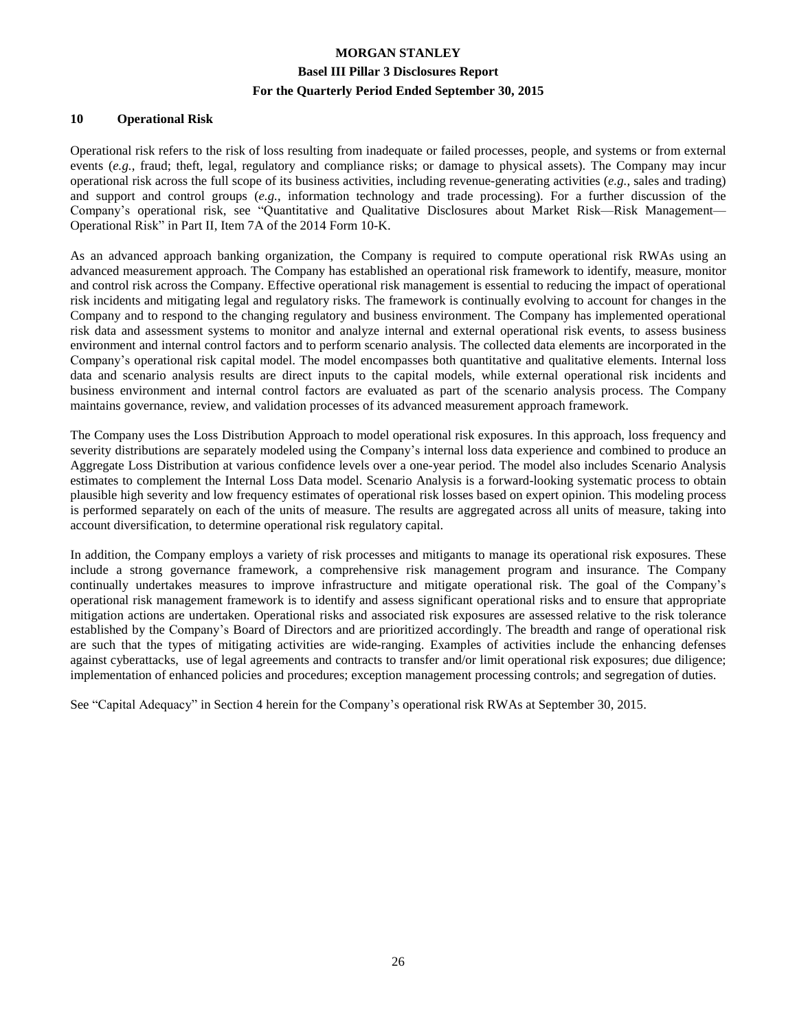## 10 Operational Risk

Operational risk refers to the risk of loss resulting from inadequate or failed processes, people, and systems or from external events (*e.g.*, fraud; theft, legal, regulatory and compliance risks; or damage to physical assets). The Company may incur operational risk across the full scope of its business activities, including revenue-generating activities (*e.g.*, sales and trading) and support and control groups (*e.g.*, information technology and trade processing). For a further discussion of the Company's operational risk, see "Quantitative and Qualitative Disclosures about Market Risk—Risk Management—Operational Risk" in Part II, Item 7A of the 2014 Form 10-K.

As an advanced approach banking organization, the Company is required to compute operational risk RWAs using an advanced measurement approach. The Company has established an operational risk framework to identify, measure, monitor and control risk across the Company. Effective operational risk management is essential to reducing the impact of operational risk incidents and mitigating legal and regulatory risks. The framework is continually evolving to account for changes in the Company and to respond to the changing regulatory and business environment. The Company has implemented operational risk data and assessment systems to monitor and analyze internal and external operational risk events, to assess business environment and internal control factors and to perform scenario analysis. The collected data elements are incorporated in the Company's operational risk capital model. The model encompasses both quantitative and qualitative elements. Internal loss data and scenario analysis results are direct inputs to the capital models, while external operational risk incidents and business environment and internal control factors are evaluated as part of the scenario analysis process. The Company maintains governance, review, and validation processes of its advanced measurement approach framework.

The Company uses the Loss Distribution Approach to model operational risk exposures. In this approach, loss frequency and severity distributions are separately modeled using the Company's internal loss data experience and combined to produce an Aggregate Loss Distribution at various confidence levels over a one-year period. The model also includes Scenario Analysis estimates to complement the Internal Loss Data model. Scenario Analysis is a forward-looking systematic process to obtain plausible high severity and low frequency estimates of operational risk losses based on expert opinion. This modeling process is performed separately on each of the units of measure. The results are aggregated across all units of measure, taking into account diversification, to determine operational risk regulatory capital.

In addition, the Company employs a variety of risk processes and mitigants to manage its operational risk exposures. These include a strong governance framework, a comprehensive risk management program and insurance. The Company continually undertakes measures to improve infrastructure and mitigate operational risk. The goal of the Company's operational risk management framework is to identify and assess significant operational risks and to ensure that appropriate mitigation actions are undertaken. Operational risks and associated risk exposures are assessed relative to the risk tolerance established by the Company's Board of Directors and are prioritized accordingly. The breadth and range of operational risk are such that the types of mitigating activities are wide-ranging. Examples of activities include the enhancing defenses against cyberattacks, use of legal agreements and contracts to transfer and/or limit operational risk exposures; due diligence; implementation of enhanced policies and procedures; exception management processing controls; and segregation of duties.

See "Capital Adequacy" in Section 4 herein for the Company's operational risk RWAs at September 30, 2015.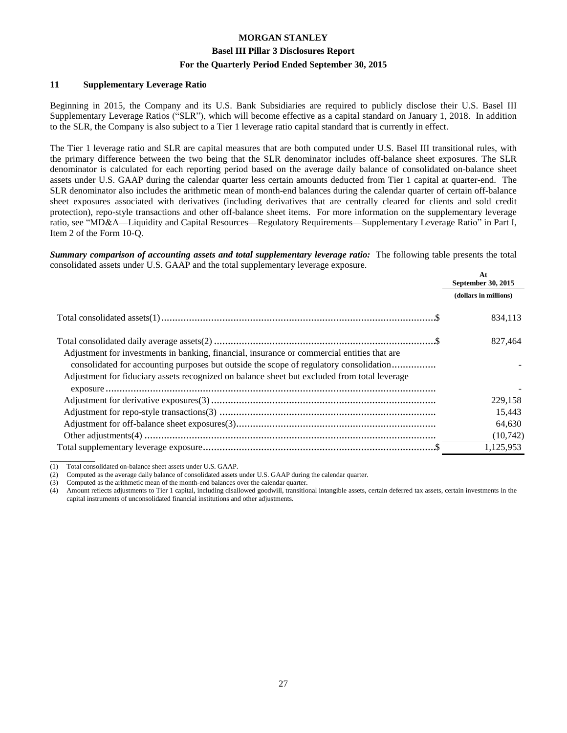## 11 Supplementary Leverage Ratio

Beginning in 2015, the Company and its U.S. Bank Subsidiaries are required to publicly disclose their U.S. Basel III Supplementary Leverage Ratios ("SLR"), which will become effective as a capital standard on January 1, 2018. In addition to the SLR, the Company is also subject to a Tier 1 leverage ratio capital standard that is currently in effect.

The Tier 1 leverage ratio and SLR are capital measures that are both computed under U.S. Basel III transitional rules, with the primary difference between the two being that the SLR denominator includes off-balance sheet exposures. The SLR denominator is calculated for each reporting period based on the average daily balance of consolidated on-balance sheet assets under U.S. GAAP during the calendar quarter less certain amounts deducted from Tier 1 capital at quarter-end. The SLR denominator also includes the arithmetic mean of month-end balances during the calendar quarter of certain off-balance sheet exposures associated with derivatives (including derivatives that are centrally cleared for clients and sold credit protection), repo-style transactions and other off-balance sheet items. For more information on the supplementary leverage ratio, see "MD&A—Liquidity and Capital Resources—Regulatory Requirements—Supplementary Leverage Ratio" in Part I, Item 2 of the Form 10-Q.

***Summary comparison of accounting assets and total supplementary leverage ratio:*** The following table presents the total consolidated assets under U.S. GAAP and the total supplementary leverage exposure.

| | At September 30, 2015 |
|---|---|
| | (dollars in millions) |
| Total consolidated assets(1) | $ 834,113 |
| Total consolidated daily average assets(2) | $ 827,464 |
| Adjustment for investments in banking, financial, insurance or commercial entities that are consolidated for accounting purposes but outside the scope of regulatory consolidation | - |
| Adjustment for fiduciary assets recognized on balance sheet but excluded from total leverage exposure | - |
| Adjustment for derivative exposures(3) | 229,158 |
| Adjustment for repo-style transactions(3) | 15,443 |
| Adjustment for off-balance sheet exposures(3) | 64,630 |
| Other adjustments(4) | (10,742) |
| Total supplementary leverage exposure | $ 1,125,953 |

(1) Total consolidated on-balance sheet assets under U.S. GAAP.
(2) Computed as the average daily balance of consolidated assets under U.S. GAAP during the calendar quarter.
(3) Computed as the arithmetic mean of the month-end balances over the calendar quarter.
(4) Amount reflects adjustments to Tier 1 capital, including disallowed goodwill, transitional intangible assets, certain deferred tax assets, certain investments in the capital instruments of unconsolidated financial institutions and other adjustments.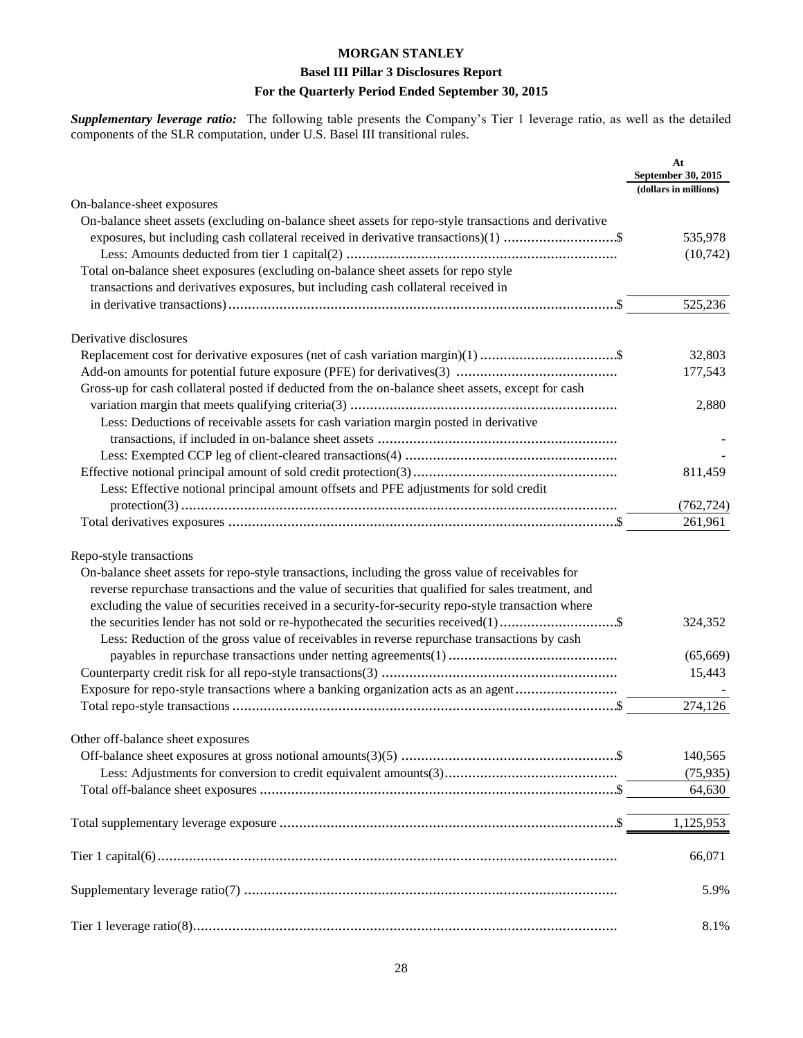**MORGAN STANLEY**

**Basel III Pillar 3 Disclosures Report**

**For the Quarterly Period Ended September 30, 2015**

***Supplementary leverage ratio:*** The following table presents the Company's Tier 1 leverage ratio, as well as the detailed components of the SLR computation, under U.S. Basel III transitional rules.

| | At September 30, 2015 (dollars in millions) |
|---|---|
| On-balance-sheet exposures | |
| On-balance sheet assets (excluding on-balance sheet assets for repo-style transactions and derivative exposures, but including cash collateral received in derivative transactions)(1) .....$ | 535,978 |
| Less: Amounts deducted from tier 1 capital(2) ..... | (10,742) |
| Total on-balance sheet exposures (excluding on-balance sheet assets for repo style transactions and derivatives exposures, but including cash collateral received in in derivative transactions).....$ | 525,236 |
| Derivative disclosures | |
| Replacement cost for derivative exposures (net of cash variation margin)(1) .....$ | 32,803 |
| Add-on amounts for potential future exposure (PFE) for derivatives(3) ..... | 177,543 |
| Gross-up for cash collateral posted if deducted from the on-balance sheet assets, except for cash variation margin that meets qualifying criteria(3) ..... | 2,880 |
| Less: Deductions of receivable assets for cash variation margin posted in derivative transactions, if included in on-balance sheet assets ..... | - |
| Less: Exempted CCP leg of client-cleared transactions(4) ..... | - |
| Effective notional principal amount of sold credit protection(3) ..... | 811,459 |
| Less: Effective notional principal amount offsets and PFE adjustments for sold credit protection(3) ..... | (762,724) |
| Total derivatives exposures .....$ | 261,961 |
| Repo-style transactions | |
| On-balance sheet assets for repo-style transactions, including the gross value of receivables for reverse repurchase transactions and the value of securities that qualified for sales treatment, and excluding the value of securities received in a security-for-security repo-style transaction where the securities lender has not sold or re-hypothecated the securities received(1) .....$ | 324,352 |
| Less: Reduction of the gross value of receivables in reverse repurchase transactions by cash payables in repurchase transactions under netting agreements(1) ..... | (65,669) |
| Counterparty credit risk for all repo-style transactions(3) ..... | 15,443 |
| Exposure for repo-style transactions where a banking organization acts as an agent ..... | - |
| Total repo-style transactions .....$ | 274,126 |
| Other off-balance sheet exposures | |
| Off-balance sheet exposures at gross notional amounts(3)(5) .....$ | 140,565 |
| Less: Adjustments for conversion to credit equivalent amounts(3) ..... | (75,935) |
| Total off-balance sheet exposures .....$ | 64,630 |
| Total supplementary leverage exposure .....$ | 1,125,953 |
| Tier 1 capital(6) ..... | 66,071 |
| Supplementary leverage ratio(7) ..... | 5.9% |
| Tier 1 leverage ratio(8) ..... | 8.1% |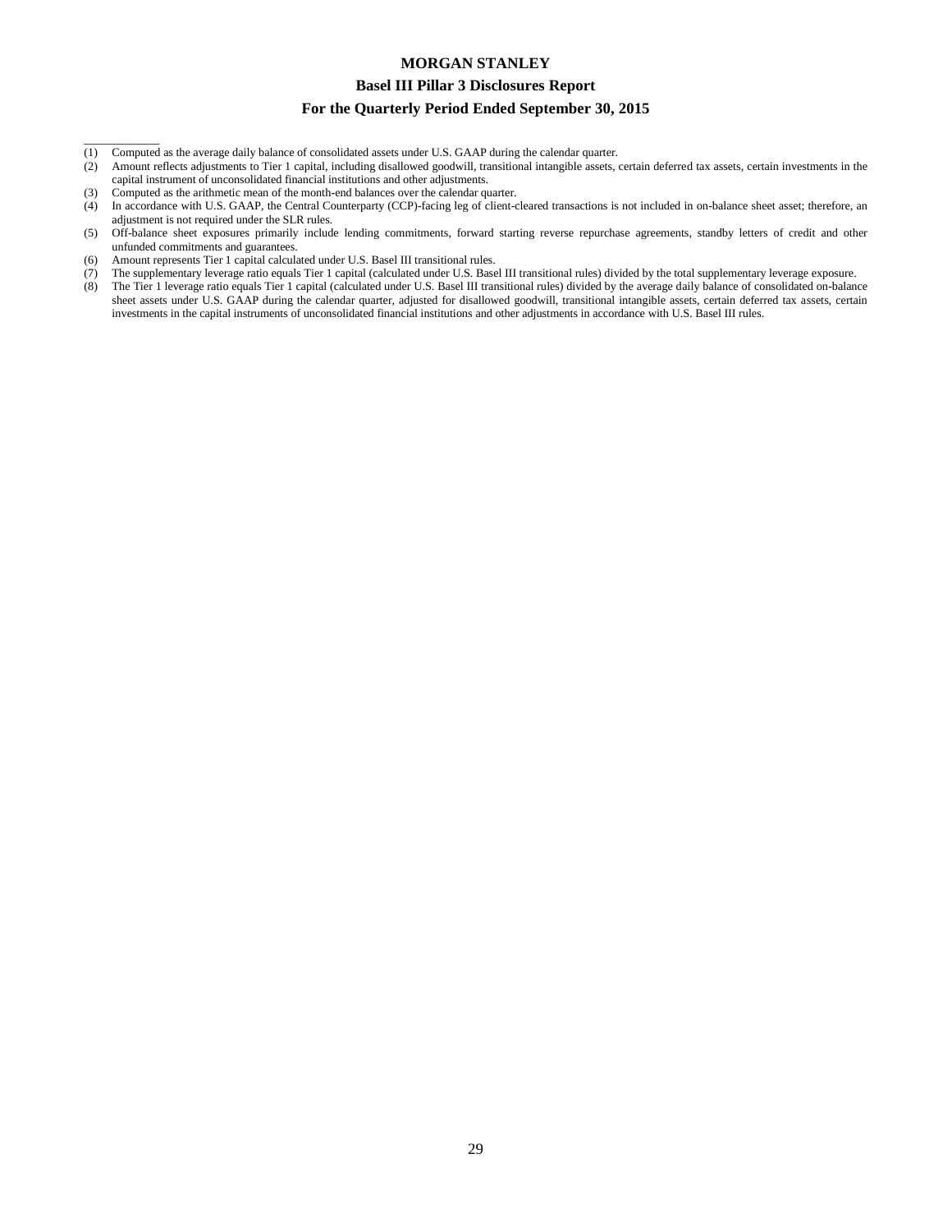(1) Computed as the average daily balance of consolidated assets under U.S. GAAP during the calendar quarter.
(2) Amount reflects adjustments to Tier 1 capital, including disallowed goodwill, transitional intangible assets, certain deferred tax assets, certain investments in the capital instrument of unconsolidated financial institutions and other adjustments.
(3) Computed as the arithmetic mean of the month-end balances over the calendar quarter.
(4) In accordance with U.S. GAAP, the Central Counterparty (CCP)-facing leg of client-cleared transactions is not included in on-balance sheet asset; therefore, an adjustment is not required under the SLR rules.
(5) Off-balance sheet exposures primarily include lending commitments, forward starting reverse repurchase agreements, standby letters of credit and other unfunded commitments and guarantees.
(6) Amount represents Tier 1 capital calculated under U.S. Basel III transitional rules.
(7) The supplementary leverage ratio equals Tier 1 capital (calculated under U.S. Basel III transitional rules) divided by the total supplementary leverage exposure.
(8) The Tier 1 leverage ratio equals Tier 1 capital (calculated under U.S. Basel III transitional rules) divided by the average daily balance of consolidated on-balance sheet assets under U.S. GAAP during the calendar quarter, adjusted for disallowed goodwill, transitional intangible assets, certain deferred tax assets, certain investments in the capital instruments of unconsolidated financial institutions and other adjustments in accordance with U.S. Basel III rules.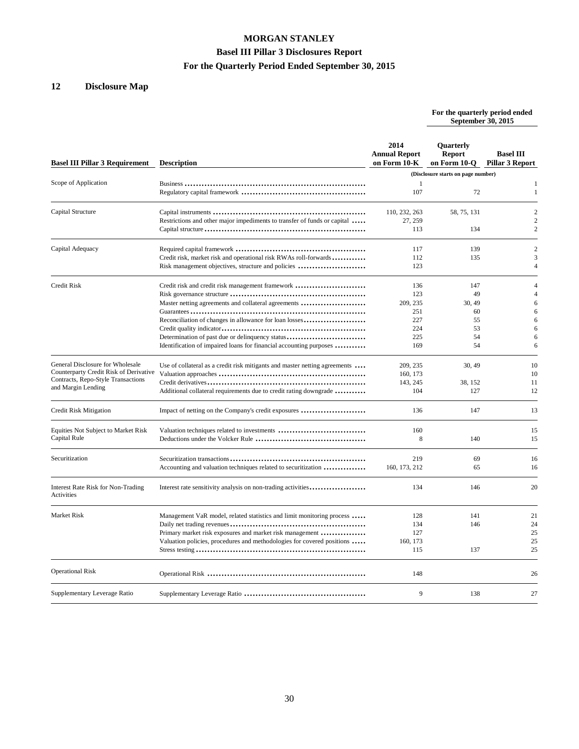# MORGAN STANLEY

## Basel III Pillar 3 Disclosures Report

## For the Quarterly Period Ended September 30, 2015

## 12 Disclosure Map

| | | For the quarterly period ended September 30, 2015 | | |
|---|---|---|---|---|
| **Basel III Pillar 3 Requirement** | **Description** | **2014 Annual Report on Form 10-K** | **Quarterly Report on Form 10-Q** | **Basel III Pillar 3 Report** |
| | | (Disclosure starts on page number) | | |
| Scope of Application | Business | 1 | | 1 |
| | Regulatory capital framework | 107 | 72 | 1 |
| Capital Structure | Capital instruments | 110, 232, 263 | 58, 75, 131 | 2 |
| | Restrictions and other major impediments to transfer of funds or capital | 27, 259 | | 2 |
| | Capital structure | 113 | 134 | 2 |
| Capital Adequacy | Required capital framework | 117 | 139 | 2 |
| | Credit risk, market risk and operational risk RWAs roll-forwards | 112 | 135 | 3 |
| | Risk management objectives, structure and policies | 123 | | 4 |
| Credit Risk | Credit risk and credit risk management framework | 136 | 147 | 4 |
| | Risk governance structure | 123 | 49 | 4 |
| | Master netting agreements and collateral agreements | 209, 235 | 30, 49 | 6 |
| | Guarantees | 251 | 60 | 6 |
| | Reconciliation of changes in allowance for loan losses | 227 | 55 | 6 |
| | Credit quality indicator | 224 | 53 | 6 |
| | Determination of past due or delinquency status | 225 | 54 | 6 |
| | Identification of impaired loans for financial accounting purposes | 169 | 54 | 6 |
| General Disclosure for Wholesale Counterparty Credit Risk of Derivative Contracts, Repo-Style Transactions and Margin Lending | Use of collateral as a credit risk mitigants and master netting agreements | 209, 235 | 30, 49 | 10 |
| | Valuation approaches | 160, 173 | | 10 |
| | Credit derivatives | 143, 245 | 38, 152 | 11 |
| | Additional collateral requirements due to credit rating downgrade | 104 | 127 | 12 |
| Credit Risk Mitigation | Impact of netting on the Company's credit exposures | 136 | 147 | 13 |
| Equities Not Subject to Market Risk Capital Rule | Valuation techniques related to investments | 160 | | 15 |
| | Deductions under the Volcker Rule | 8 | 140 | 15 |
| Securitization | Securitization transactions | 219 | 69 | 16 |
| | Accounting and valuation techniques related to securitization | 160, 173, 212 | 65 | 16 |
| Interest Rate Risk for Non-Trading Activities | Interest rate sensitivity analysis on non-trading activities | 134 | 146 | 20 |
| Market Risk | Management VaR model, related statistics and limit monitoring process | 128 | 141 | 21 |
| | Daily net trading revenues | 134 | 146 | 24 |
| | Primary market risk exposures and market risk management | 127 | | 25 |
| | Valuation policies, procedures and methodologies for covered positions | 160, 173 | | 25 |
| | Stress testing | 115 | 137 | 25 |
| Operational Risk | Operational Risk | 148 | | 26 |
| Supplementary Leverage Ratio | Supplementary Leverage Ratio | 9 | 138 | 27 |